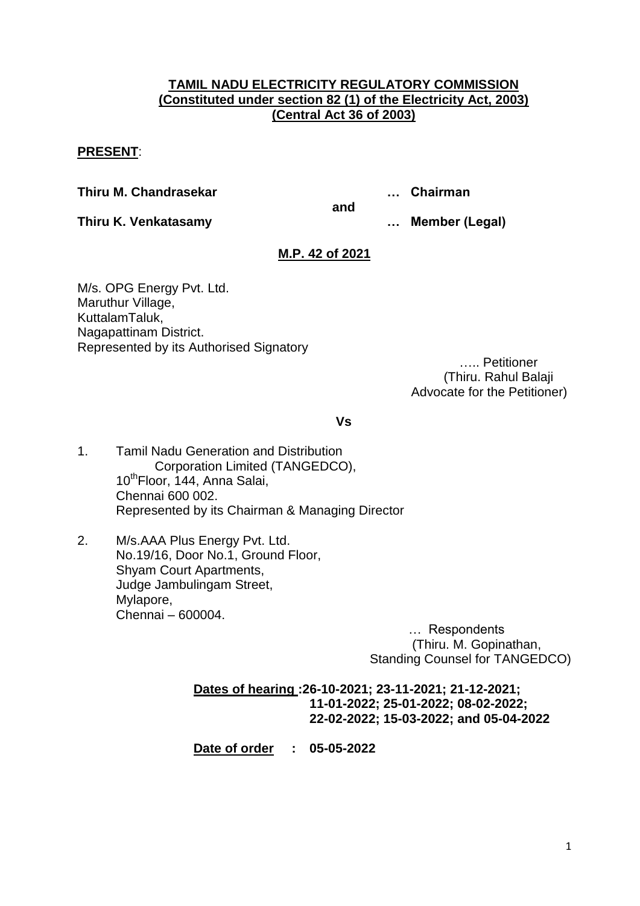**TAMIL NADU ELECTRICITY REGULATORY COMMISSION**
**(Constituted under section 82 (1) of the Electricity Act, 2003)**
**(Central Act 36 of 2003)**

**PRESENT**:

**Thiru M. Chandrasekar** … **Chairman**

**and**

**Thiru K. Venkatasamy** … **Member (Legal)**

**M.P. 42 of 2021**

M/s. OPG Energy Pvt. Ltd.
Maruthur Village,
KuttalamTaluk,
Nagapattinam District.
Represented by its Authorised Signatory

….. Petitioner
(Thiru. Rahul Balaji
Advocate for the Petitioner)

**Vs**

1. Tamil Nadu Generation and Distribution Corporation Limited (TANGEDCO),
   10th Floor, 144, Anna Salai,
   Chennai 600 002.
   Represented by its Chairman & Managing Director

2. M/s.AAA Plus Energy Pvt. Ltd.
   No.19/16, Door No.1, Ground Floor,
   Shyam Court Apartments,
   Judge Jambulingam Street,
   Mylapore,
   Chennai – 600004.

… Respondents
(Thiru. M. Gopinathan,
Standing Counsel for TANGEDCO)

**Dates of hearing :26-10-2021; 23-11-2021; 21-12-2021; 11-01-2022; 25-01-2022; 08-02-2022; 22-02-2022; 15-03-2022; and 05-04-2022**

**Date of order : 05-05-2022**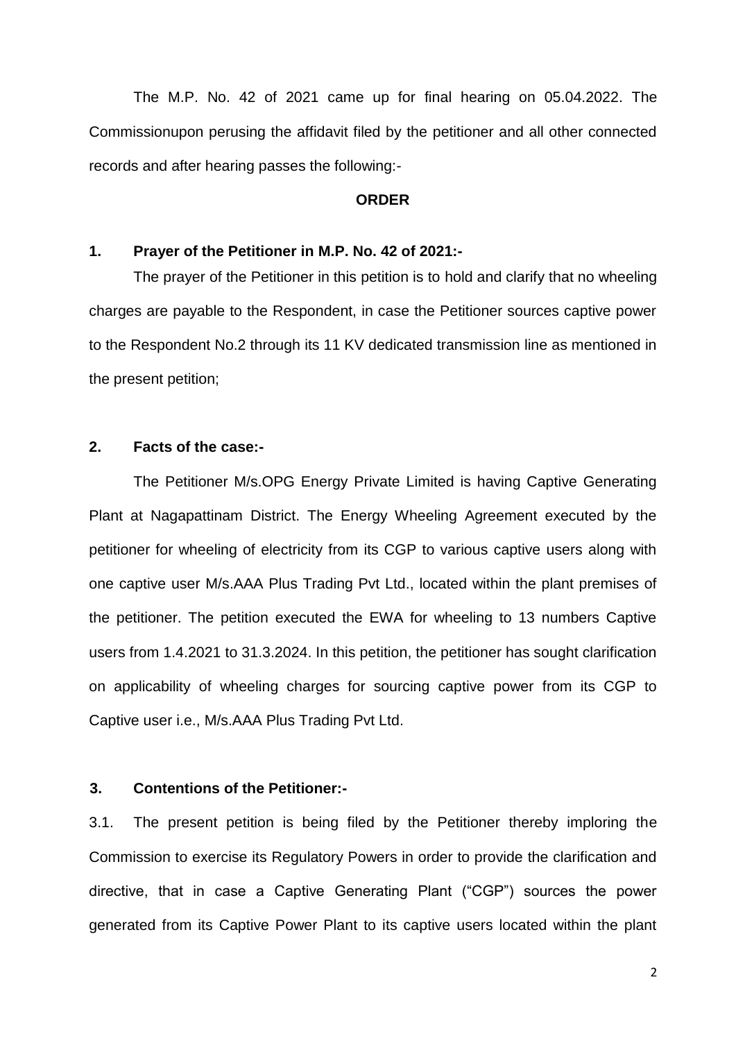The M.P. No. 42 of 2021 came up for final hearing on 05.04.2022. The Commissionupon perusing the affidavit filed by the petitioner and all other connected records and after hearing passes the following:-

**ORDER**

## 1. Prayer of the Petitioner in M.P. No. 42 of 2021:-

The prayer of the Petitioner in this petition is to hold and clarify that no wheeling charges are payable to the Respondent, in case the Petitioner sources captive power to the Respondent No.2 through its 11 KV dedicated transmission line as mentioned in the present petition;

## 2. Facts of the case:-

The Petitioner M/s.OPG Energy Private Limited is having Captive Generating Plant at Nagapattinam District. The Energy Wheeling Agreement executed by the petitioner for wheeling of electricity from its CGP to various captive users along with one captive user M/s.AAA Plus Trading Pvt Ltd., located within the plant premises of the petitioner. The petition executed the EWA for wheeling to 13 numbers Captive users from 1.4.2021 to 31.3.2024. In this petition, the petitioner has sought clarification on applicability of wheeling charges for sourcing captive power from its CGP to Captive user i.e., M/s.AAA Plus Trading Pvt Ltd.

## 3. Contentions of the Petitioner:-

3.1. The present petition is being filed by the Petitioner thereby imploring the Commission to exercise its Regulatory Powers in order to provide the clarification and directive, that in case a Captive Generating Plant ("CGP") sources the power generated from its Captive Power Plant to its captive users located within the plant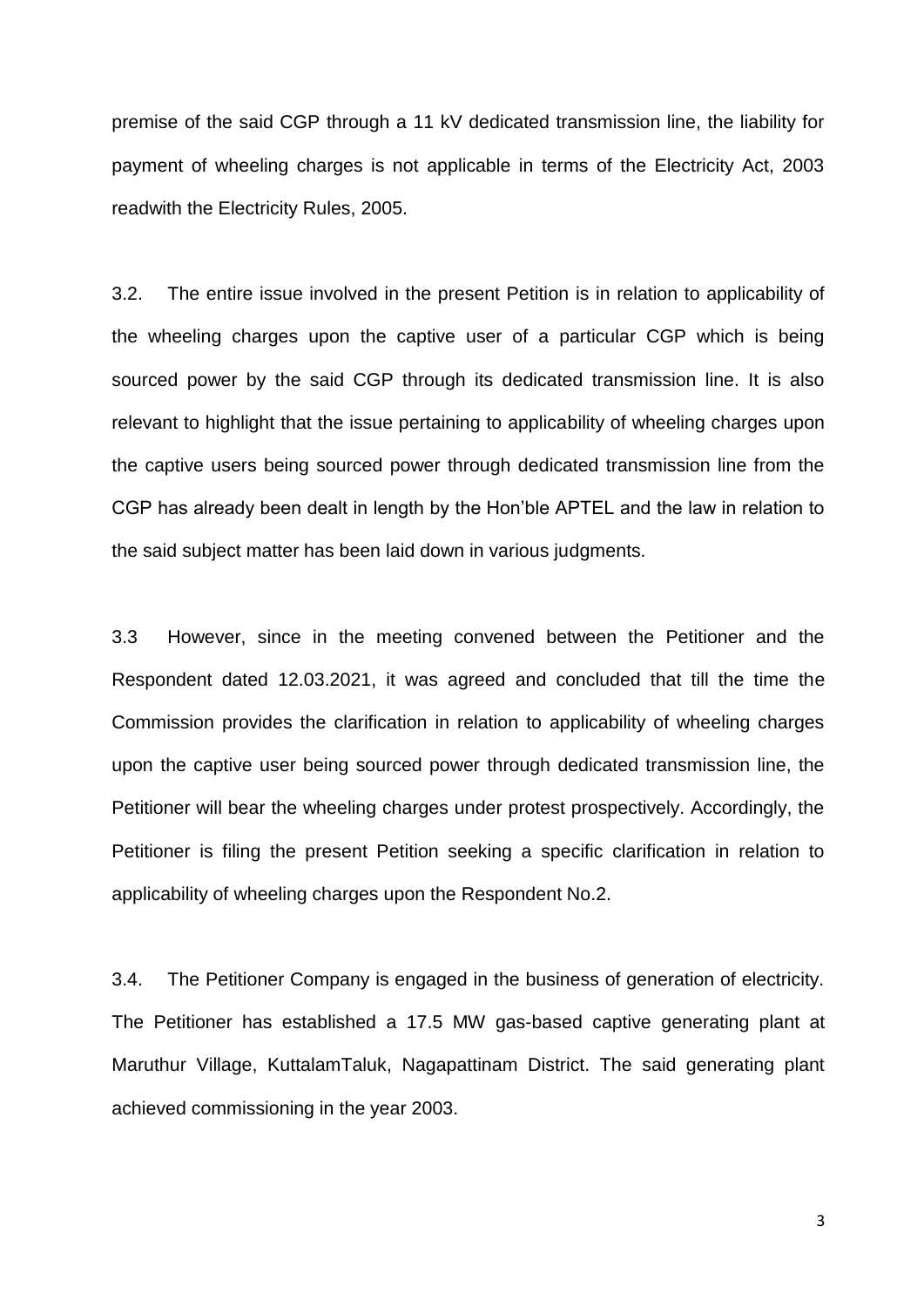premise of the said CGP through a 11 kV dedicated transmission line, the liability for payment of wheeling charges is not applicable in terms of the Electricity Act, 2003 readwith the Electricity Rules, 2005.

3.2. The entire issue involved in the present Petition is in relation to applicability of the wheeling charges upon the captive user of a particular CGP which is being sourced power by the said CGP through its dedicated transmission line. It is also relevant to highlight that the issue pertaining to applicability of wheeling charges upon the captive users being sourced power through dedicated transmission line from the CGP has already been dealt in length by the Hon'ble APTEL and the law in relation to the said subject matter has been laid down in various judgments.

3.3 However, since in the meeting convened between the Petitioner and the Respondent dated 12.03.2021, it was agreed and concluded that till the time the Commission provides the clarification in relation to applicability of wheeling charges upon the captive user being sourced power through dedicated transmission line, the Petitioner will bear the wheeling charges under protest prospectively. Accordingly, the Petitioner is filing the present Petition seeking a specific clarification in relation to applicability of wheeling charges upon the Respondent No.2.

3.4. The Petitioner Company is engaged in the business of generation of electricity. The Petitioner has established a 17.5 MW gas-based captive generating plant at Maruthur Village, KuttalamTaluk, Nagapattinam District. The said generating plant achieved commissioning in the year 2003.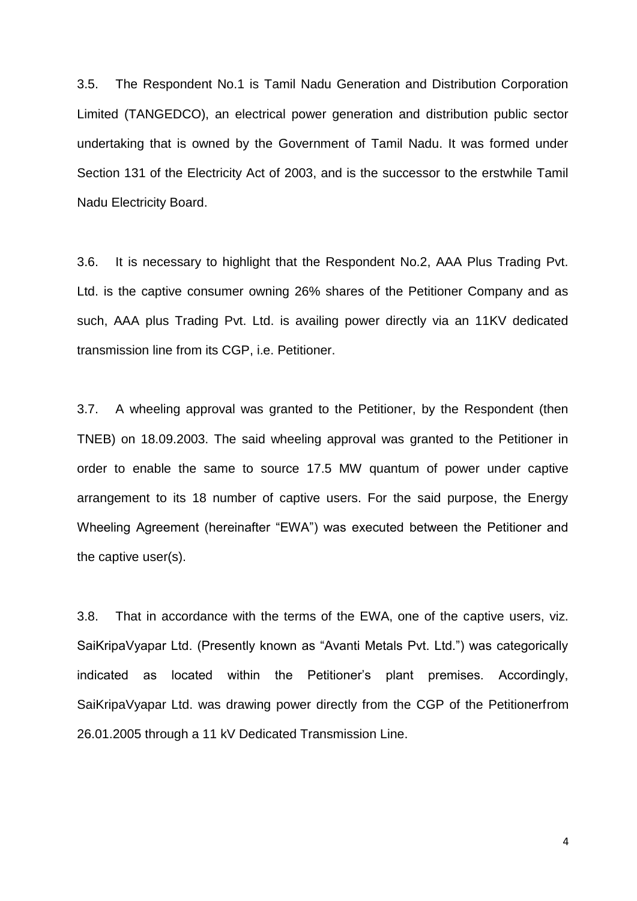3.5. The Respondent No.1 is Tamil Nadu Generation and Distribution Corporation Limited (TANGEDCO), an electrical power generation and distribution public sector undertaking that is owned by the Government of Tamil Nadu. It was formed under Section 131 of the Electricity Act of 2003, and is the successor to the erstwhile Tamil Nadu Electricity Board.

3.6. It is necessary to highlight that the Respondent No.2, AAA Plus Trading Pvt. Ltd. is the captive consumer owning 26% shares of the Petitioner Company and as such, AAA plus Trading Pvt. Ltd. is availing power directly via an 11KV dedicated transmission line from its CGP, i.e. Petitioner.

3.7. A wheeling approval was granted to the Petitioner, by the Respondent (then TNEB) on 18.09.2003. The said wheeling approval was granted to the Petitioner in order to enable the same to source 17.5 MW quantum of power under captive arrangement to its 18 number of captive users. For the said purpose, the Energy Wheeling Agreement (hereinafter "EWA") was executed between the Petitioner and the captive user(s).

3.8. That in accordance with the terms of the EWA, one of the captive users, viz. SaiKripaVyapar Ltd. (Presently known as "Avanti Metals Pvt. Ltd.") was categorically indicated as located within the Petitioner's plant premises. Accordingly, SaiKripaVyapar Ltd. was drawing power directly from the CGP of the Petitionerfrom 26.01.2005 through a 11 kV Dedicated Transmission Line.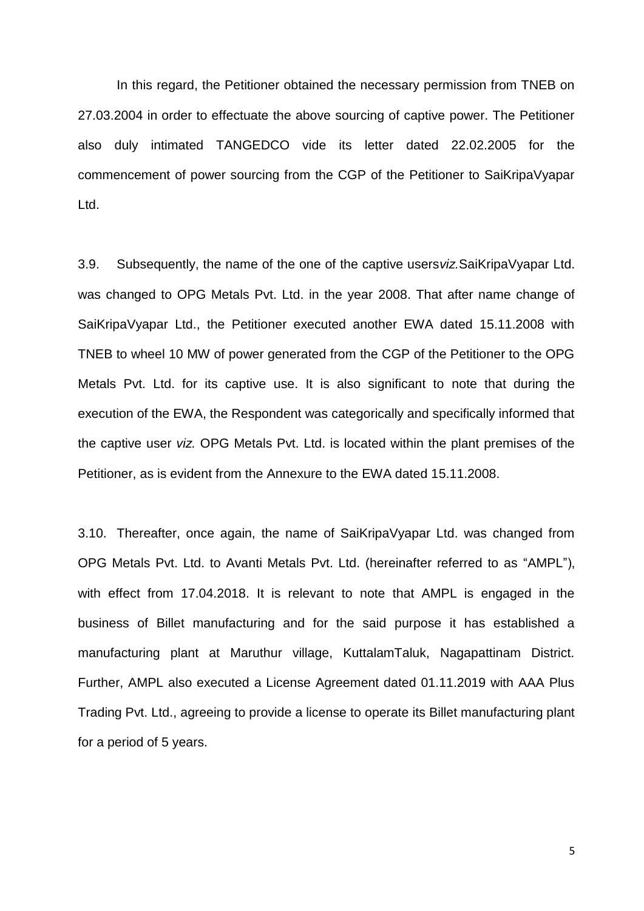In this regard, the Petitioner obtained the necessary permission from TNEB on 27.03.2004 in order to effectuate the above sourcing of captive power. The Petitioner also duly intimated TANGEDCO vide its letter dated 22.02.2005 for the commencement of power sourcing from the CGP of the Petitioner to SaiKripaVyapar Ltd.

3.9. Subsequently, the name of the one of the captive users*viz.*SaiKripaVyapar Ltd. was changed to OPG Metals Pvt. Ltd. in the year 2008. That after name change of SaiKripaVyapar Ltd., the Petitioner executed another EWA dated 15.11.2008 with TNEB to wheel 10 MW of power generated from the CGP of the Petitioner to the OPG Metals Pvt. Ltd. for its captive use. It is also significant to note that during the execution of the EWA, the Respondent was categorically and specifically informed that the captive user *viz.* OPG Metals Pvt. Ltd. is located within the plant premises of the Petitioner, as is evident from the Annexure to the EWA dated 15.11.2008.

3.10. Thereafter, once again, the name of SaiKripaVyapar Ltd. was changed from OPG Metals Pvt. Ltd. to Avanti Metals Pvt. Ltd. (hereinafter referred to as "AMPL"), with effect from 17.04.2018. It is relevant to note that AMPL is engaged in the business of Billet manufacturing and for the said purpose it has established a manufacturing plant at Maruthur village, KuttalamTaluk, Nagapattinam District. Further, AMPL also executed a License Agreement dated 01.11.2019 with AAA Plus Trading Pvt. Ltd., agreeing to provide a license to operate its Billet manufacturing plant for a period of 5 years.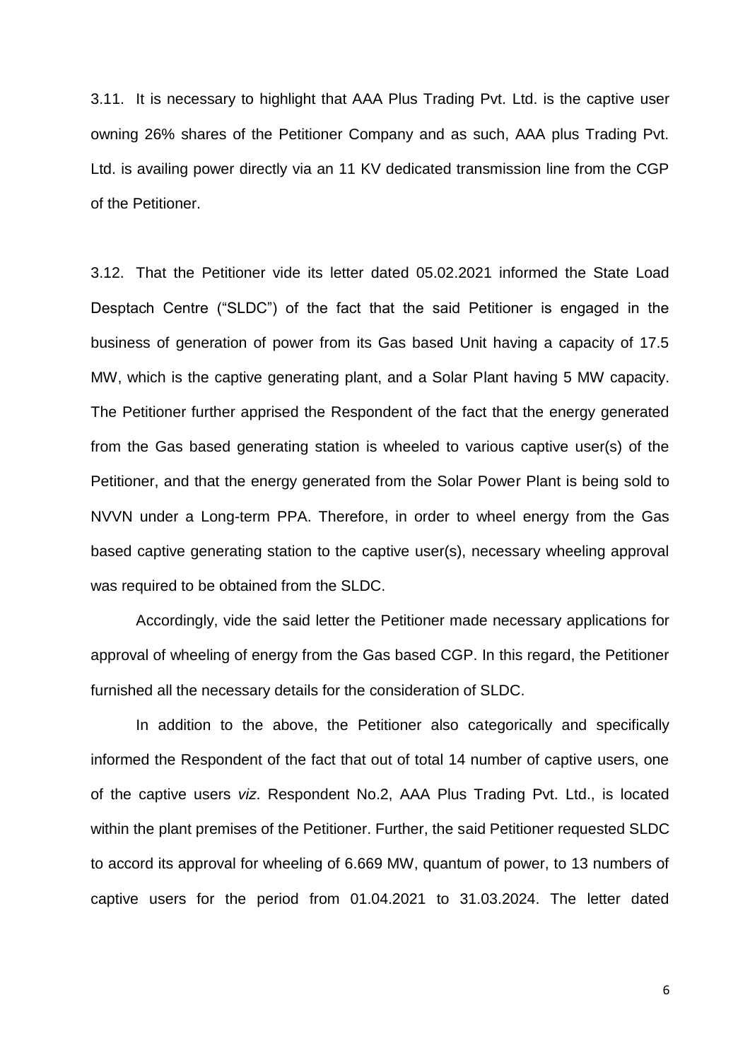3.11. It is necessary to highlight that AAA Plus Trading Pvt. Ltd. is the captive user owning 26% shares of the Petitioner Company and as such, AAA plus Trading Pvt. Ltd. is availing power directly via an 11 KV dedicated transmission line from the CGP of the Petitioner.

3.12. That the Petitioner vide its letter dated 05.02.2021 informed the State Load Desptach Centre ("SLDC") of the fact that the said Petitioner is engaged in the business of generation of power from its Gas based Unit having a capacity of 17.5 MW, which is the captive generating plant, and a Solar Plant having 5 MW capacity. The Petitioner further apprised the Respondent of the fact that the energy generated from the Gas based generating station is wheeled to various captive user(s) of the Petitioner, and that the energy generated from the Solar Power Plant is being sold to NVVN under a Long-term PPA. Therefore, in order to wheel energy from the Gas based captive generating station to the captive user(s), necessary wheeling approval was required to be obtained from the SLDC.

Accordingly, vide the said letter the Petitioner made necessary applications for approval of wheeling of energy from the Gas based CGP. In this regard, the Petitioner furnished all the necessary details for the consideration of SLDC.

In addition to the above, the Petitioner also categorically and specifically informed the Respondent of the fact that out of total 14 number of captive users, one of the captive users *viz*. Respondent No.2, AAA Plus Trading Pvt. Ltd., is located within the plant premises of the Petitioner. Further, the said Petitioner requested SLDC to accord its approval for wheeling of 6.669 MW, quantum of power, to 13 numbers of captive users for the period from 01.04.2021 to 31.03.2024. The letter dated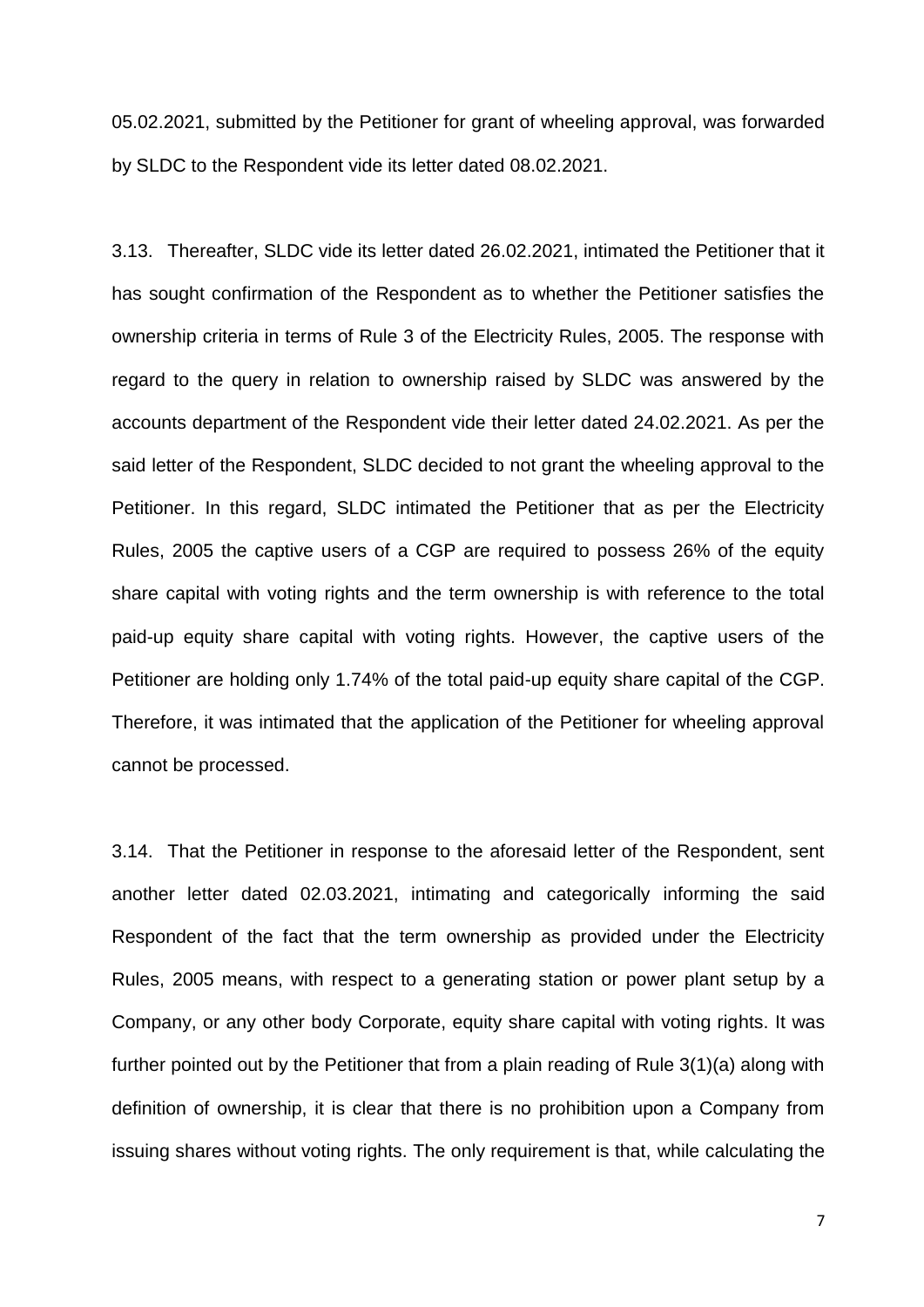05.02.2021, submitted by the Petitioner for grant of wheeling approval, was forwarded by SLDC to the Respondent vide its letter dated 08.02.2021.

3.13. Thereafter, SLDC vide its letter dated 26.02.2021, intimated the Petitioner that it has sought confirmation of the Respondent as to whether the Petitioner satisfies the ownership criteria in terms of Rule 3 of the Electricity Rules, 2005. The response with regard to the query in relation to ownership raised by SLDC was answered by the accounts department of the Respondent vide their letter dated 24.02.2021. As per the said letter of the Respondent, SLDC decided to not grant the wheeling approval to the Petitioner. In this regard, SLDC intimated the Petitioner that as per the Electricity Rules, 2005 the captive users of a CGP are required to possess 26% of the equity share capital with voting rights and the term ownership is with reference to the total paid-up equity share capital with voting rights. However, the captive users of the Petitioner are holding only 1.74% of the total paid-up equity share capital of the CGP. Therefore, it was intimated that the application of the Petitioner for wheeling approval cannot be processed.

3.14. That the Petitioner in response to the aforesaid letter of the Respondent, sent another letter dated 02.03.2021, intimating and categorically informing the said Respondent of the fact that the term ownership as provided under the Electricity Rules, 2005 means, with respect to a generating station or power plant setup by a Company, or any other body Corporate, equity share capital with voting rights. It was further pointed out by the Petitioner that from a plain reading of Rule 3(1)(a) along with definition of ownership, it is clear that there is no prohibition upon a Company from issuing shares without voting rights. The only requirement is that, while calculating the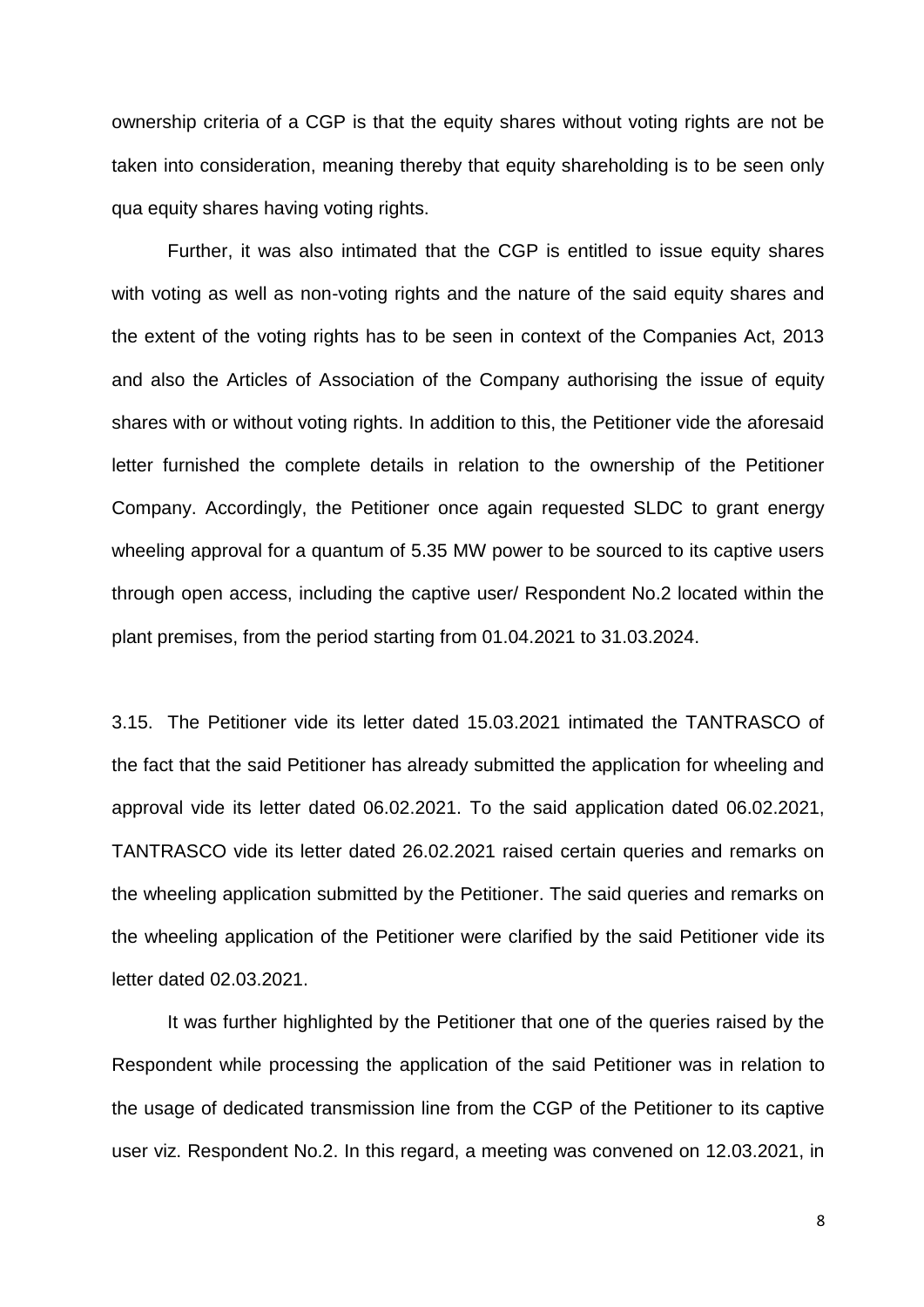ownership criteria of a CGP is that the equity shares without voting rights are not be taken into consideration, meaning thereby that equity shareholding is to be seen only qua equity shares having voting rights.

Further, it was also intimated that the CGP is entitled to issue equity shares with voting as well as non-voting rights and the nature of the said equity shares and the extent of the voting rights has to be seen in context of the Companies Act, 2013 and also the Articles of Association of the Company authorising the issue of equity shares with or without voting rights. In addition to this, the Petitioner vide the aforesaid letter furnished the complete details in relation to the ownership of the Petitioner Company. Accordingly, the Petitioner once again requested SLDC to grant energy wheeling approval for a quantum of 5.35 MW power to be sourced to its captive users through open access, including the captive user/ Respondent No.2 located within the plant premises, from the period starting from 01.04.2021 to 31.03.2024.

3.15. The Petitioner vide its letter dated 15.03.2021 intimated the TANTRASCO of the fact that the said Petitioner has already submitted the application for wheeling and approval vide its letter dated 06.02.2021. To the said application dated 06.02.2021, TANTRASCO vide its letter dated 26.02.2021 raised certain queries and remarks on the wheeling application submitted by the Petitioner. The said queries and remarks on the wheeling application of the Petitioner were clarified by the said Petitioner vide its letter dated 02.03.2021.

It was further highlighted by the Petitioner that one of the queries raised by the Respondent while processing the application of the said Petitioner was in relation to the usage of dedicated transmission line from the CGP of the Petitioner to its captive user viz. Respondent No.2. In this regard, a meeting was convened on 12.03.2021, in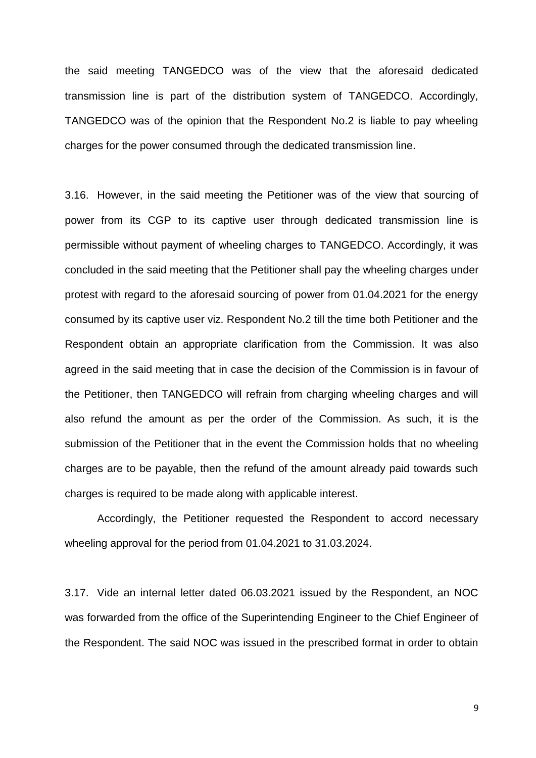the said meeting TANGEDCO was of the view that the aforesaid dedicated transmission line is part of the distribution system of TANGEDCO. Accordingly, TANGEDCO was of the opinion that the Respondent No.2 is liable to pay wheeling charges for the power consumed through the dedicated transmission line.

3.16. However, in the said meeting the Petitioner was of the view that sourcing of power from its CGP to its captive user through dedicated transmission line is permissible without payment of wheeling charges to TANGEDCO. Accordingly, it was concluded in the said meeting that the Petitioner shall pay the wheeling charges under protest with regard to the aforesaid sourcing of power from 01.04.2021 for the energy consumed by its captive user viz. Respondent No.2 till the time both Petitioner and the Respondent obtain an appropriate clarification from the Commission. It was also agreed in the said meeting that in case the decision of the Commission is in favour of the Petitioner, then TANGEDCO will refrain from charging wheeling charges and will also refund the amount as per the order of the Commission. As such, it is the submission of the Petitioner that in the event the Commission holds that no wheeling charges are to be payable, then the refund of the amount already paid towards such charges is required to be made along with applicable interest.

Accordingly, the Petitioner requested the Respondent to accord necessary wheeling approval for the period from 01.04.2021 to 31.03.2024.

3.17. Vide an internal letter dated 06.03.2021 issued by the Respondent, an NOC was forwarded from the office of the Superintending Engineer to the Chief Engineer of the Respondent. The said NOC was issued in the prescribed format in order to obtain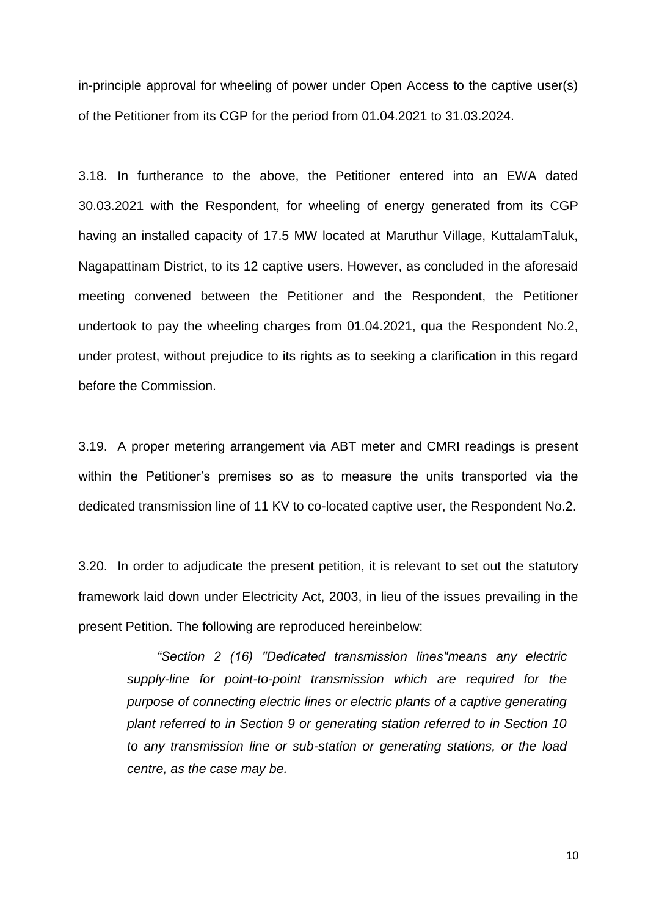in-principle approval for wheeling of power under Open Access to the captive user(s) of the Petitioner from its CGP for the period from 01.04.2021 to 31.03.2024.

3.18. In furtherance to the above, the Petitioner entered into an EWA dated 30.03.2021 with the Respondent, for wheeling of energy generated from its CGP having an installed capacity of 17.5 MW located at Maruthur Village, KuttalamTaluk, Nagapattinam District, to its 12 captive users. However, as concluded in the aforesaid meeting convened between the Petitioner and the Respondent, the Petitioner undertook to pay the wheeling charges from 01.04.2021, qua the Respondent No.2, under protest, without prejudice to its rights as to seeking a clarification in this regard before the Commission.

3.19. A proper metering arrangement via ABT meter and CMRI readings is present within the Petitioner's premises so as to measure the units transported via the dedicated transmission line of 11 KV to co-located captive user, the Respondent No.2.

3.20. In order to adjudicate the present petition, it is relevant to set out the statutory framework laid down under Electricity Act, 2003, in lieu of the issues prevailing in the present Petition. The following are reproduced hereinbelow:

> *"Section 2 (16) "Dedicated transmission lines"means any electric supply-line for point-to-point transmission which are required for the purpose of connecting electric lines or electric plants of a captive generating plant referred to in Section 9 or generating station referred to in Section 10 to any transmission line or sub-station or generating stations, or the load centre, as the case may be.*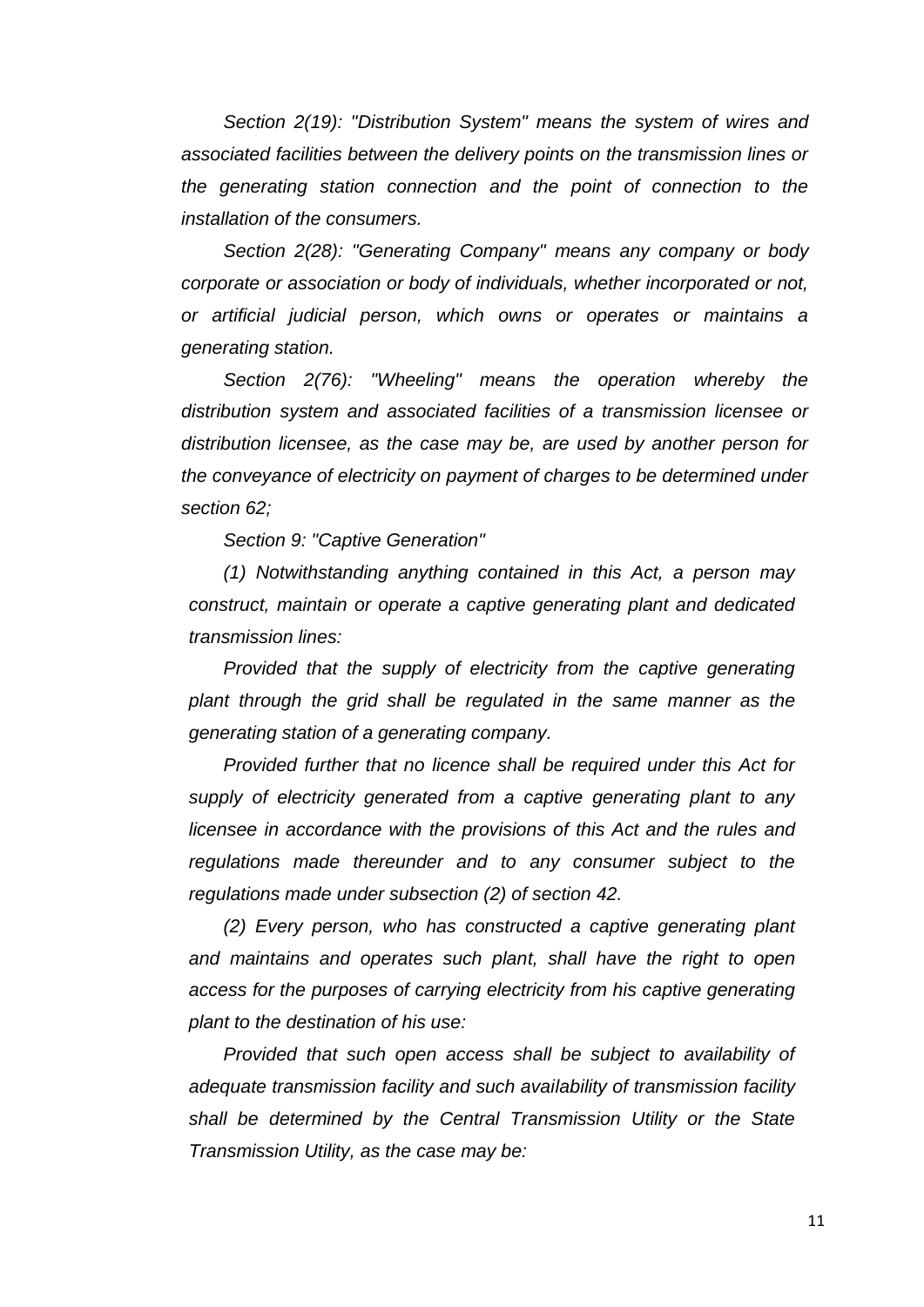*Section 2(19): "Distribution System" means the system of wires and associated facilities between the delivery points on the transmission lines or the generating station connection and the point of connection to the installation of the consumers.*

*Section 2(28): "Generating Company" means any company or body corporate or association or body of individuals, whether incorporated or not, or artificial judicial person, which owns or operates or maintains a generating station.*

*Section 2(76): "Wheeling" means the operation whereby the distribution system and associated facilities of a transmission licensee or distribution licensee, as the case may be, are used by another person for the conveyance of electricity on payment of charges to be determined under section 62;*

*Section 9: "Captive Generation"*

*(1) Notwithstanding anything contained in this Act, a person may construct, maintain or operate a captive generating plant and dedicated transmission lines:*

*Provided that the supply of electricity from the captive generating plant through the grid shall be regulated in the same manner as the generating station of a generating company.*

*Provided further that no licence shall be required under this Act for supply of electricity generated from a captive generating plant to any licensee in accordance with the provisions of this Act and the rules and regulations made thereunder and to any consumer subject to the regulations made under subsection (2) of section 42.*

*(2) Every person, who has constructed a captive generating plant and maintains and operates such plant, shall have the right to open access for the purposes of carrying electricity from his captive generating plant to the destination of his use:*

*Provided that such open access shall be subject to availability of adequate transmission facility and such availability of transmission facility shall be determined by the Central Transmission Utility or the State Transmission Utility, as the case may be:*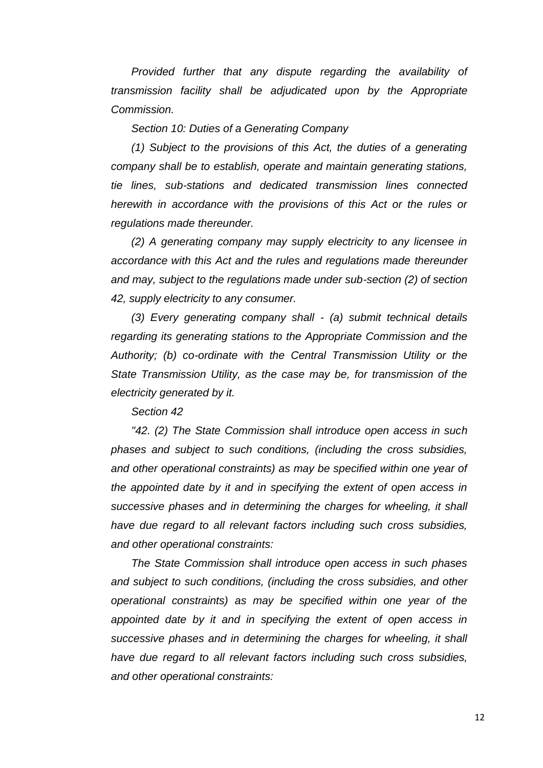*Provided further that any dispute regarding the availability of transmission facility shall be adjudicated upon by the Appropriate Commission.*

*Section 10: Duties of a Generating Company*

*(1) Subject to the provisions of this Act, the duties of a generating company shall be to establish, operate and maintain generating stations, tie lines, sub-stations and dedicated transmission lines connected herewith in accordance with the provisions of this Act or the rules or regulations made thereunder.*

*(2) A generating company may supply electricity to any licensee in accordance with this Act and the rules and regulations made thereunder and may, subject to the regulations made under sub-section (2) of section 42, supply electricity to any consumer.*

*(3) Every generating company shall - (a) submit technical details regarding its generating stations to the Appropriate Commission and the Authority; (b) co-ordinate with the Central Transmission Utility or the State Transmission Utility, as the case may be, for transmission of the electricity generated by it.*

*Section 42*

*"42. (2) The State Commission shall introduce open access in such phases and subject to such conditions, (including the cross subsidies, and other operational constraints) as may be specified within one year of the appointed date by it and in specifying the extent of open access in successive phases and in determining the charges for wheeling, it shall have due regard to all relevant factors including such cross subsidies, and other operational constraints:*

*The State Commission shall introduce open access in such phases and subject to such conditions, (including the cross subsidies, and other operational constraints) as may be specified within one year of the appointed date by it and in specifying the extent of open access in successive phases and in determining the charges for wheeling, it shall have due regard to all relevant factors including such cross subsidies, and other operational constraints:*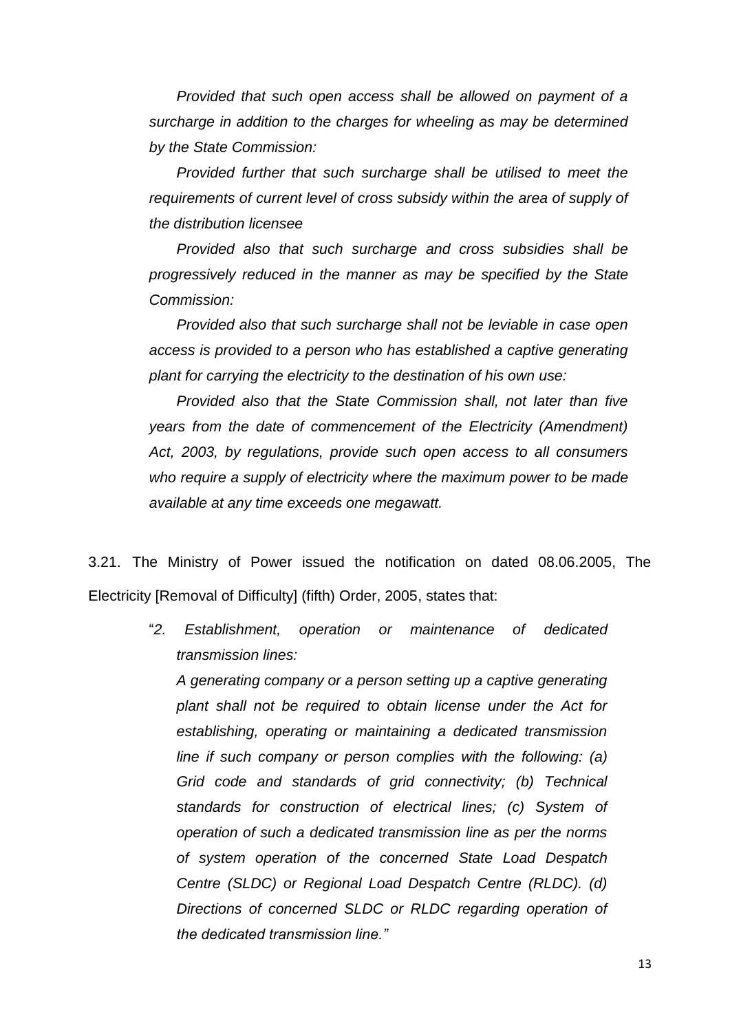*Provided that such open access shall be allowed on payment of a surcharge in addition to the charges for wheeling as may be determined by the State Commission:*

*Provided further that such surcharge shall be utilised to meet the requirements of current level of cross subsidy within the area of supply of the distribution licensee*

*Provided also that such surcharge and cross subsidies shall be progressively reduced in the manner as may be specified by the State Commission:*

*Provided also that such surcharge shall not be leviable in case open access is provided to a person who has established a captive generating plant for carrying the electricity to the destination of his own use:*

*Provided also that the State Commission shall, not later than five years from the date of commencement of the Electricity (Amendment) Act, 2003, by regulations, provide such open access to all consumers who require a supply of electricity where the maximum power to be made available at any time exceeds one megawatt.*

3.21. The Ministry of Power issued the notification on dated 08.06.2005, The Electricity [Removal of Difficulty] (fifth) Order, 2005, states that:

> "*2. Establishment, operation or maintenance of dedicated transmission lines:*
>
> *A generating company or a person setting up a captive generating plant shall not be required to obtain license under the Act for establishing, operating or maintaining a dedicated transmission line if such company or person complies with the following: (a) Grid code and standards of grid connectivity; (b) Technical standards for construction of electrical lines; (c) System of operation of such a dedicated transmission line as per the norms of system operation of the concerned State Load Despatch Centre (SLDC) or Regional Load Despatch Centre (RLDC). (d) Directions of concerned SLDC or RLDC regarding operation of the dedicated transmission line.*"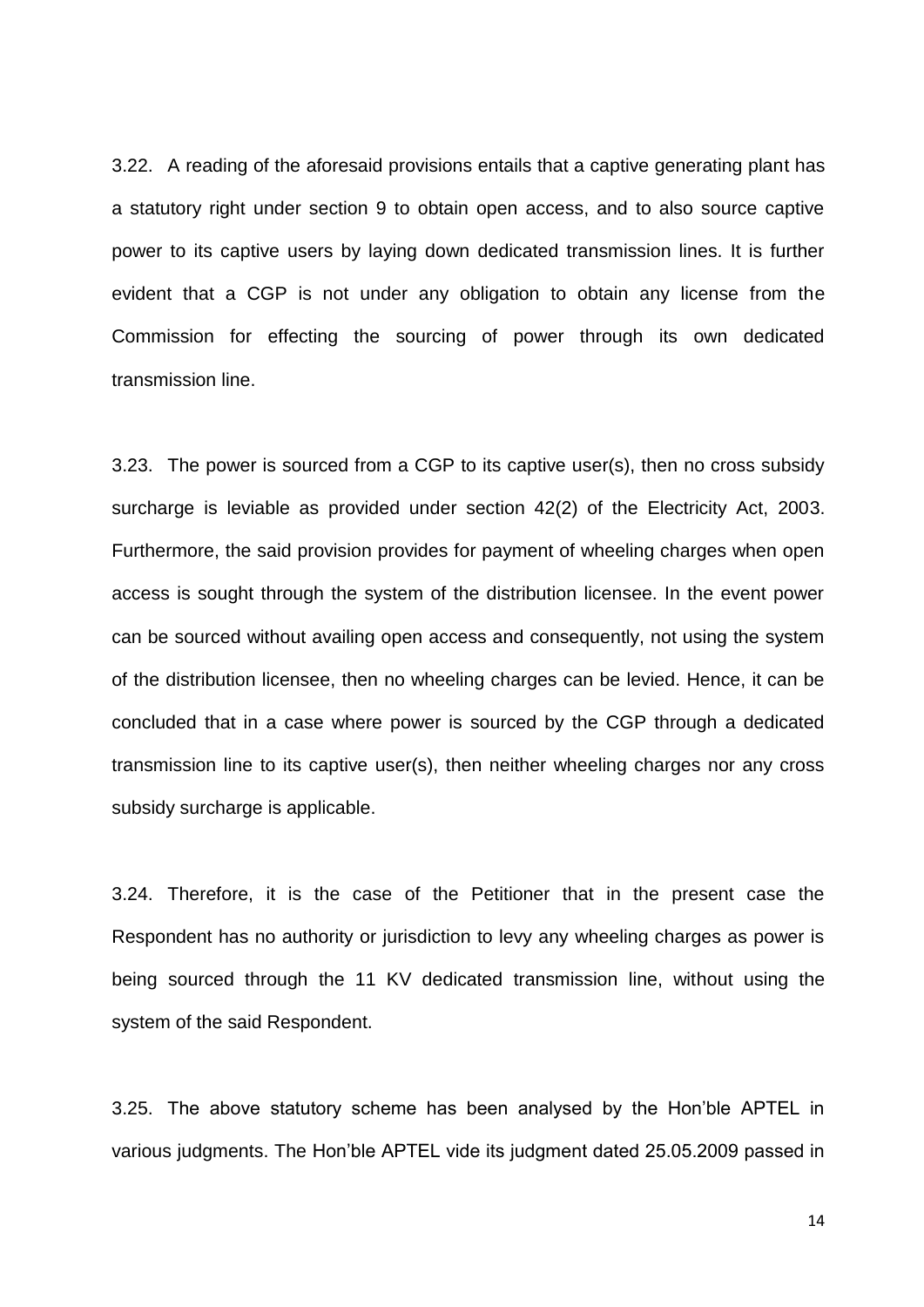3.22. A reading of the aforesaid provisions entails that a captive generating plant has a statutory right under section 9 to obtain open access, and to also source captive power to its captive users by laying down dedicated transmission lines. It is further evident that a CGP is not under any obligation to obtain any license from the Commission for effecting the sourcing of power through its own dedicated transmission line.

3.23. The power is sourced from a CGP to its captive user(s), then no cross subsidy surcharge is leviable as provided under section 42(2) of the Electricity Act, 2003. Furthermore, the said provision provides for payment of wheeling charges when open access is sought through the system of the distribution licensee. In the event power can be sourced without availing open access and consequently, not using the system of the distribution licensee, then no wheeling charges can be levied. Hence, it can be concluded that in a case where power is sourced by the CGP through a dedicated transmission line to its captive user(s), then neither wheeling charges nor any cross subsidy surcharge is applicable.

3.24. Therefore, it is the case of the Petitioner that in the present case the Respondent has no authority or jurisdiction to levy any wheeling charges as power is being sourced through the 11 KV dedicated transmission line, without using the system of the said Respondent.

3.25. The above statutory scheme has been analysed by the Hon'ble APTEL in various judgments. The Hon'ble APTEL vide its judgment dated 25.05.2009 passed in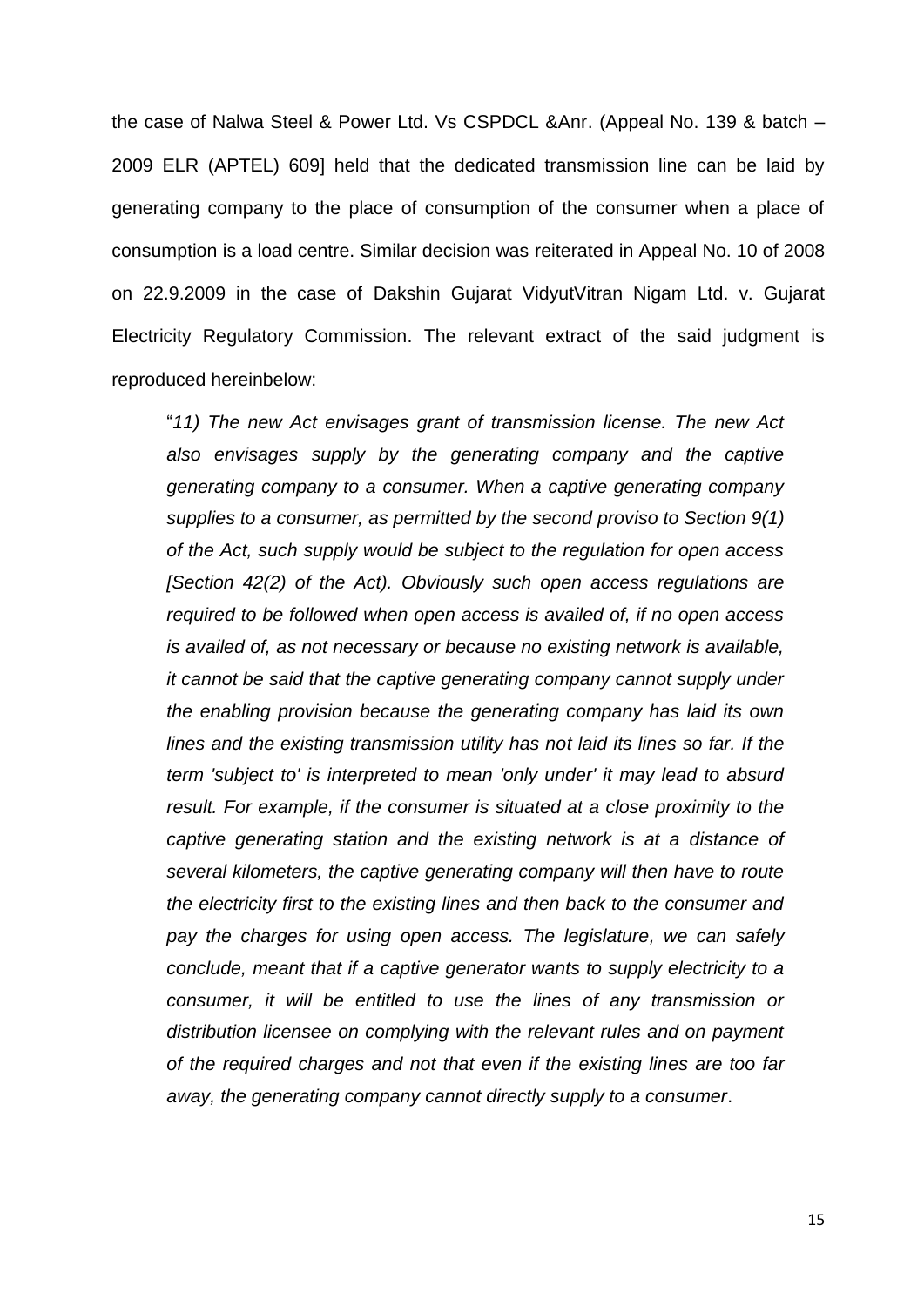the case of Nalwa Steel & Power Ltd. Vs CSPDCL &Anr. (Appeal No. 139 & batch – 2009 ELR (APTEL) 609] held that the dedicated transmission line can be laid by generating company to the place of consumption of the consumer when a place of consumption is a load centre. Similar decision was reiterated in Appeal No. 10 of 2008 on 22.9.2009 in the case of Dakshin Gujarat VidyutVitran Nigam Ltd. v. Gujarat Electricity Regulatory Commission. The relevant extract of the said judgment is reproduced hereinbelow:

> "*11) The new Act envisages grant of transmission license. The new Act also envisages supply by the generating company and the captive generating company to a consumer. When a captive generating company supplies to a consumer, as permitted by the second proviso to Section 9(1) of the Act, such supply would be subject to the regulation for open access [Section 42(2) of the Act). Obviously such open access regulations are required to be followed when open access is availed of, if no open access is availed of, as not necessary or because no existing network is available, it cannot be said that the captive generating company cannot supply under the enabling provision because the generating company has laid its own lines and the existing transmission utility has not laid its lines so far. If the term 'subject to' is interpreted to mean 'only under' it may lead to absurd result. For example, if the consumer is situated at a close proximity to the captive generating station and the existing network is at a distance of several kilometers, the captive generating company will then have to route the electricity first to the existing lines and then back to the consumer and pay the charges for using open access. The legislature, we can safely conclude, meant that if a captive generator wants to supply electricity to a consumer, it will be entitled to use the lines of any transmission or distribution licensee on complying with the relevant rules and on payment of the required charges and not that even if the existing lines are too far away, the generating company cannot directly supply to a consumer*.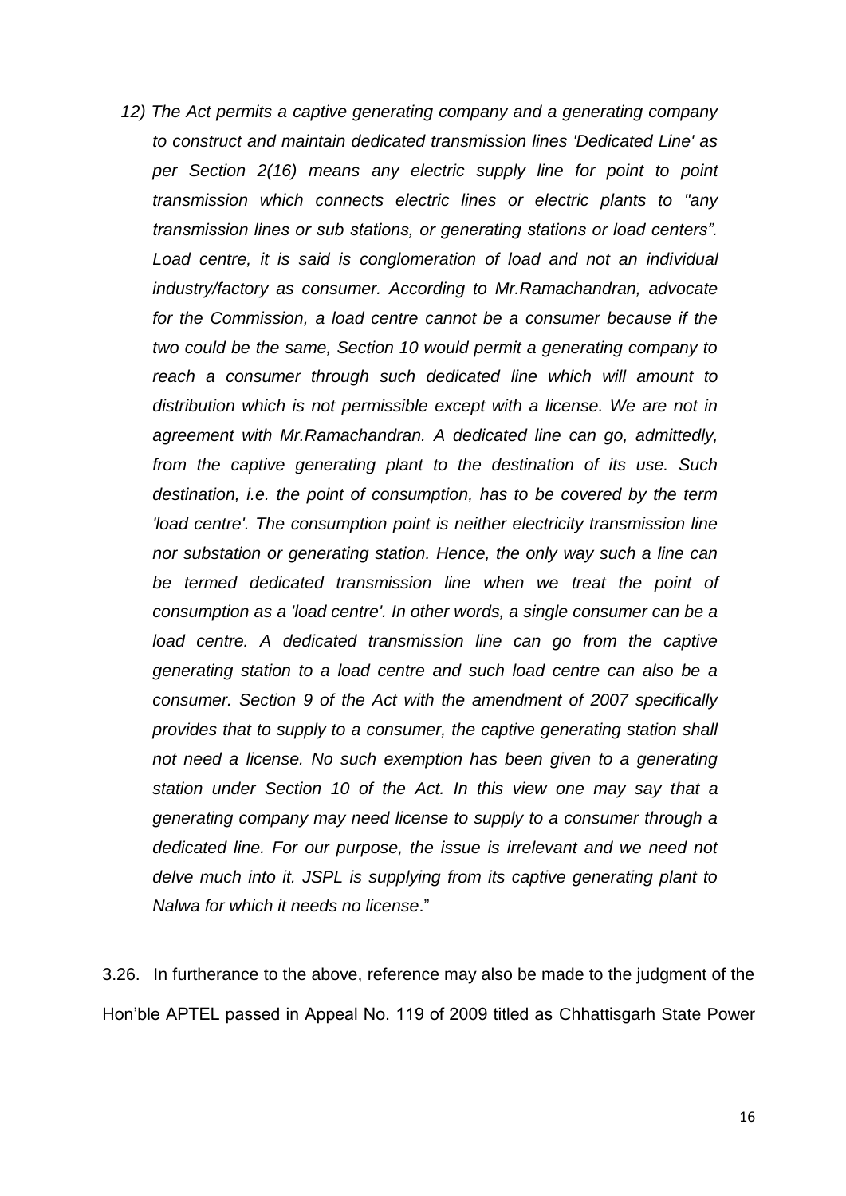*12) The Act permits a captive generating company and a generating company to construct and maintain dedicated transmission lines 'Dedicated Line' as per Section 2(16) means any electric supply line for point to point transmission which connects electric lines or electric plants to "any transmission lines or sub stations, or generating stations or load centers". Load centre, it is said is conglomeration of load and not an individual industry/factory as consumer. According to Mr.Ramachandran, advocate for the Commission, a load centre cannot be a consumer because if the two could be the same, Section 10 would permit a generating company to reach a consumer through such dedicated line which will amount to distribution which is not permissible except with a license. We are not in agreement with Mr.Ramachandran. A dedicated line can go, admittedly, from the captive generating plant to the destination of its use. Such destination, i.e. the point of consumption, has to be covered by the term 'load centre'. The consumption point is neither electricity transmission line nor substation or generating station. Hence, the only way such a line can be termed dedicated transmission line when we treat the point of consumption as a 'load centre'. In other words, a single consumer can be a load centre. A dedicated transmission line can go from the captive generating station to a load centre and such load centre can also be a consumer. Section 9 of the Act with the amendment of 2007 specifically provides that to supply to a consumer, the captive generating station shall not need a license. No such exemption has been given to a generating station under Section 10 of the Act. In this view one may say that a generating company may need license to supply to a consumer through a dedicated line. For our purpose, the issue is irrelevant and we need not delve much into it. JSPL is supplying from its captive generating plant to Nalwa for which it needs no license.*"

3.26. In furtherance to the above, reference may also be made to the judgment of the Hon'ble APTEL passed in Appeal No. 119 of 2009 titled as Chhattisgarh State Power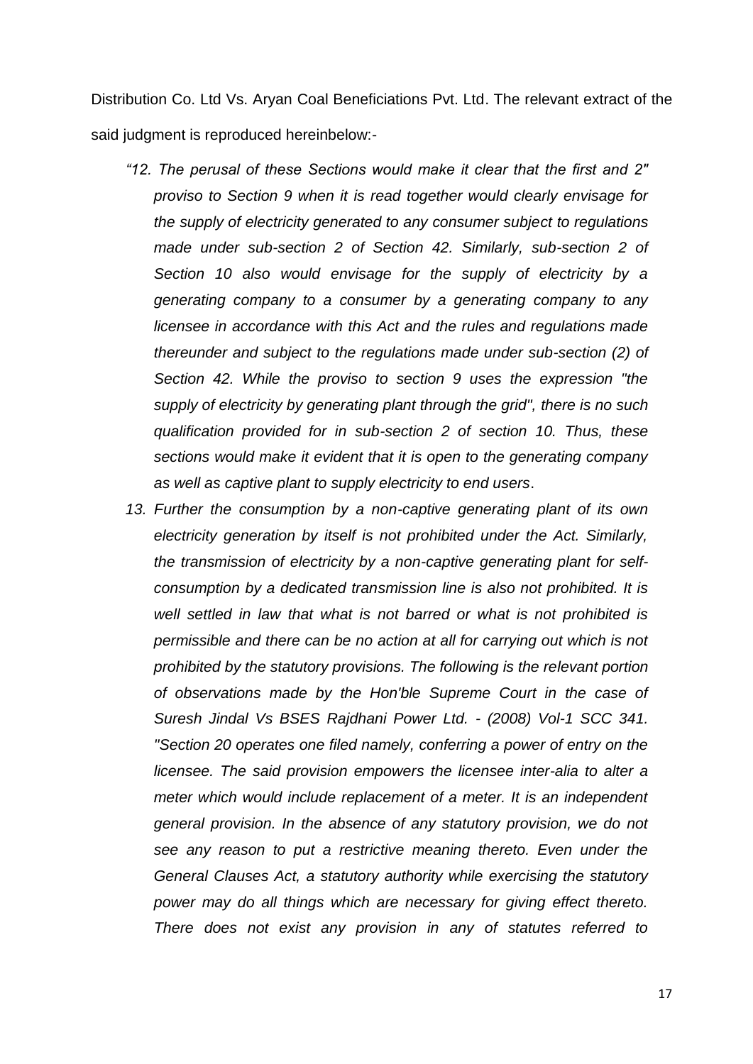Distribution Co. Ltd Vs. Aryan Coal Beneficiations Pvt. Ltd. The relevant extract of the said judgment is reproduced hereinbelow:-

*"12. The perusal of these Sections would make it clear that the first and 2" proviso to Section 9 when it is read together would clearly envisage for the supply of electricity generated to any consumer subject to regulations made under sub-section 2 of Section 42. Similarly, sub-section 2 of Section 10 also would envisage for the supply of electricity by a generating company to a consumer by a generating company to any licensee in accordance with this Act and the rules and regulations made thereunder and subject to the regulations made under sub-section (2) of Section 42. While the proviso to section 9 uses the expression "the supply of electricity by generating plant through the grid", there is no such qualification provided for in sub-section 2 of section 10. Thus, these sections would make it evident that it is open to the generating company as well as captive plant to supply electricity to end users*.

*13. Further the consumption by a non-captive generating plant of its own electricity generation by itself is not prohibited under the Act. Similarly, the transmission of electricity by a non-captive generating plant for self-consumption by a dedicated transmission line is also not prohibited. It is well settled in law that what is not barred or what is not prohibited is permissible and there can be no action at all for carrying out which is not prohibited by the statutory provisions. The following is the relevant portion of observations made by the Hon'ble Supreme Court in the case of Suresh Jindal Vs BSES Rajdhani Power Ltd. - (2008) Vol-1 SCC 341. "Section 20 operates one filed namely, conferring a power of entry on the licensee. The said provision empowers the licensee inter-alia to alter a meter which would include replacement of a meter. It is an independent general provision. In the absence of any statutory provision, we do not see any reason to put a restrictive meaning thereto. Even under the General Clauses Act, a statutory authority while exercising the statutory power may do all things which are necessary for giving effect thereto. There does not exist any provision in any of statutes referred to*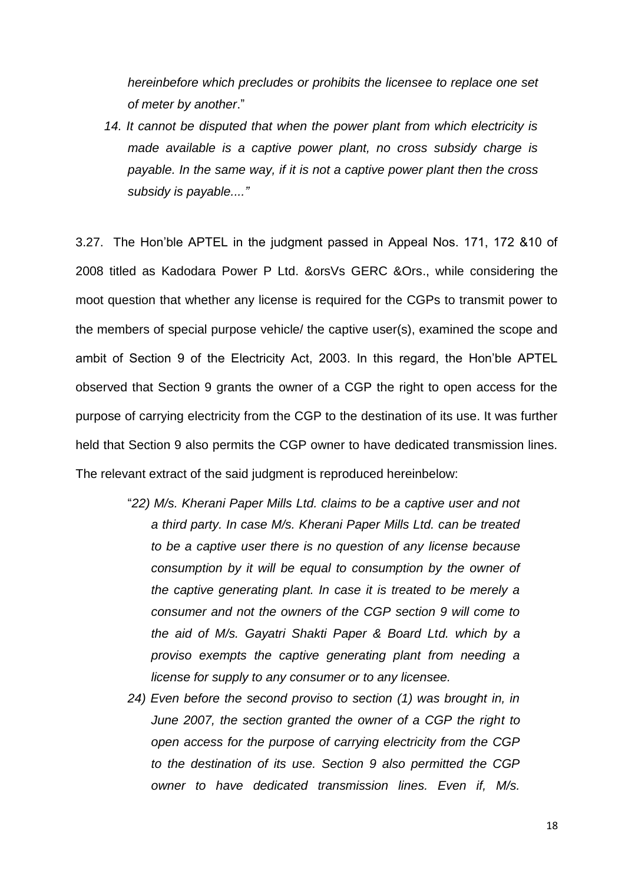*hereinbefore which precludes or prohibits the licensee to replace one set of meter by another*."

*14. It cannot be disputed that when the power plant from which electricity is made available is a captive power plant, no cross subsidy charge is payable. In the same way, if it is not a captive power plant then the cross subsidy is payable...."*

3.27. The Hon'ble APTEL in the judgment passed in Appeal Nos. 171, 172 &10 of 2008 titled as Kadodara Power P Ltd. &orsVs GERC &Ors., while considering the moot question that whether any license is required for the CGPs to transmit power to the members of special purpose vehicle/ the captive user(s), examined the scope and ambit of Section 9 of the Electricity Act, 2003. In this regard, the Hon'ble APTEL observed that Section 9 grants the owner of a CGP the right to open access for the purpose of carrying electricity from the CGP to the destination of its use. It was further held that Section 9 also permits the CGP owner to have dedicated transmission lines. The relevant extract of the said judgment is reproduced hereinbelow:

"*22) M/s. Kherani Paper Mills Ltd. claims to be a captive user and not a third party. In case M/s. Kherani Paper Mills Ltd. can be treated to be a captive user there is no question of any license because consumption by it will be equal to consumption by the owner of the captive generating plant. In case it is treated to be merely a consumer and not the owners of the CGP section 9 will come to the aid of M/s. Gayatri Shakti Paper & Board Ltd. which by a proviso exempts the captive generating plant from needing a license for supply to any consumer or to any licensee.*

*24) Even before the second proviso to section (1) was brought in, in June 2007, the section granted the owner of a CGP the right to open access for the purpose of carrying electricity from the CGP to the destination of its use. Section 9 also permitted the CGP owner to have dedicated transmission lines. Even if, M/s.*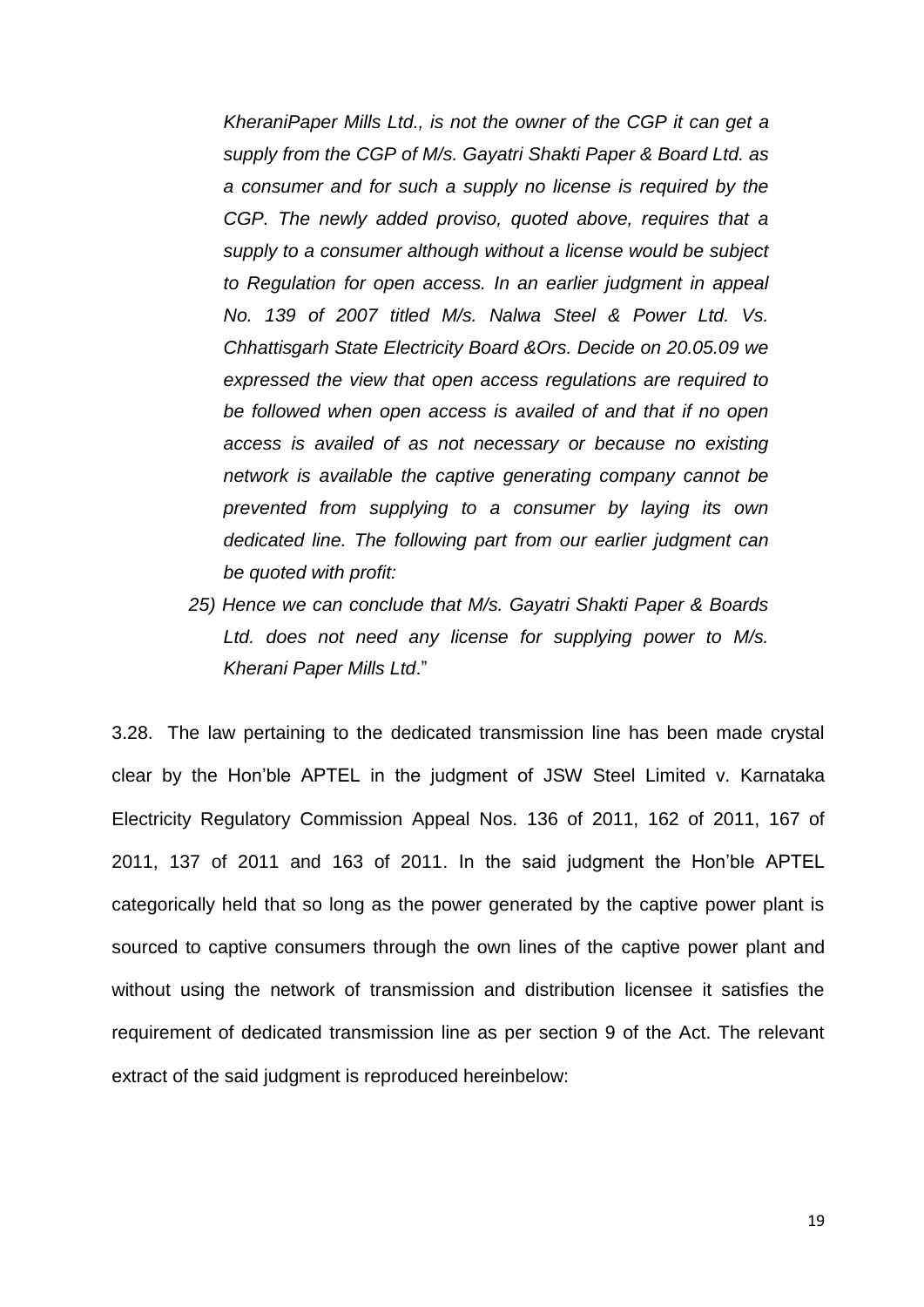*KheraniPaper Mills Ltd., is not the owner of the CGP it can get a supply from the CGP of M/s. Gayatri Shakti Paper & Board Ltd. as a consumer and for such a supply no license is required by the CGP. The newly added proviso, quoted above, requires that a supply to a consumer although without a license would be subject to Regulation for open access. In an earlier judgment in appeal No. 139 of 2007 titled M/s. Nalwa Steel & Power Ltd. Vs. Chhattisgarh State Electricity Board &Ors. Decide on 20.05.09 we expressed the view that open access regulations are required to be followed when open access is availed of and that if no open access is availed of as not necessary or because no existing network is available the captive generating company cannot be prevented from supplying to a consumer by laying its own dedicated line. The following part from our earlier judgment can be quoted with profit:*

*25) Hence we can conclude that M/s. Gayatri Shakti Paper & Boards Ltd. does not need any license for supplying power to M/s. Kherani Paper Mills Ltd*."

3.28. The law pertaining to the dedicated transmission line has been made crystal clear by the Hon'ble APTEL in the judgment of JSW Steel Limited v. Karnataka Electricity Regulatory Commission Appeal Nos. 136 of 2011, 162 of 2011, 167 of 2011, 137 of 2011 and 163 of 2011. In the said judgment the Hon'ble APTEL categorically held that so long as the power generated by the captive power plant is sourced to captive consumers through the own lines of the captive power plant and without using the network of transmission and distribution licensee it satisfies the requirement of dedicated transmission line as per section 9 of the Act. The relevant extract of the said judgment is reproduced hereinbelow: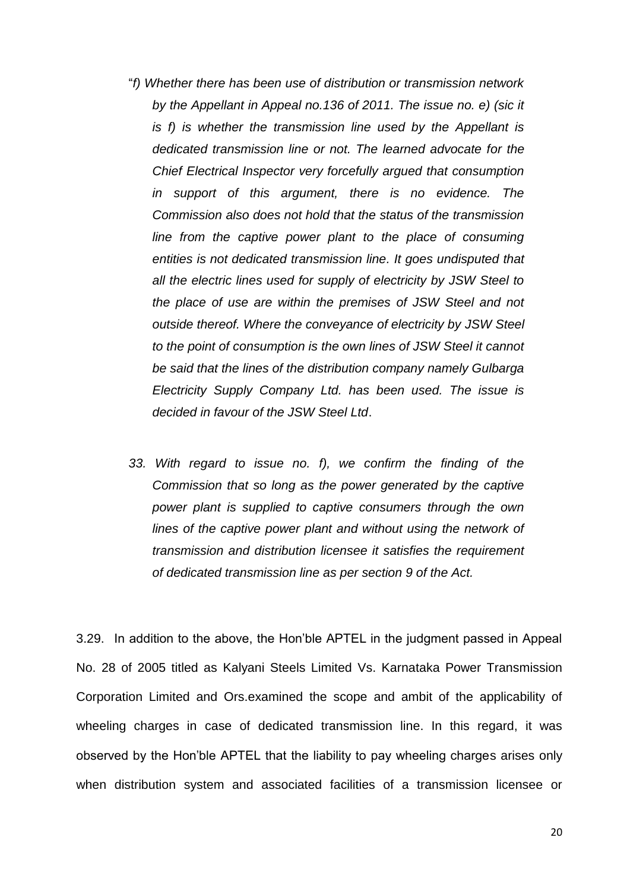"*f) Whether there has been use of distribution or transmission network by the Appellant in Appeal no.136 of 2011. The issue no. e) (sic it is f) is whether the transmission line used by the Appellant is dedicated transmission line or not. The learned advocate for the Chief Electrical Inspector very forcefully argued that consumption in support of this argument, there is no evidence. The Commission also does not hold that the status of the transmission line from the captive power plant to the place of consuming entities is not dedicated transmission line. It goes undisputed that all the electric lines used for supply of electricity by JSW Steel to the place of use are within the premises of JSW Steel and not outside thereof. Where the conveyance of electricity by JSW Steel to the point of consumption is the own lines of JSW Steel it cannot be said that the lines of the distribution company namely Gulbarga Electricity Supply Company Ltd. has been used. The issue is decided in favour of the JSW Steel Ltd*.

*33. With regard to issue no. f), we confirm the finding of the Commission that so long as the power generated by the captive power plant is supplied to captive consumers through the own lines of the captive power plant and without using the network of transmission and distribution licensee it satisfies the requirement of dedicated transmission line as per section 9 of the Act.*

3.29. In addition to the above, the Hon'ble APTEL in the judgment passed in Appeal No. 28 of 2005 titled as Kalyani Steels Limited Vs. Karnataka Power Transmission Corporation Limited and Ors.examined the scope and ambit of the applicability of wheeling charges in case of dedicated transmission line. In this regard, it was observed by the Hon'ble APTEL that the liability to pay wheeling charges arises only when distribution system and associated facilities of a transmission licensee or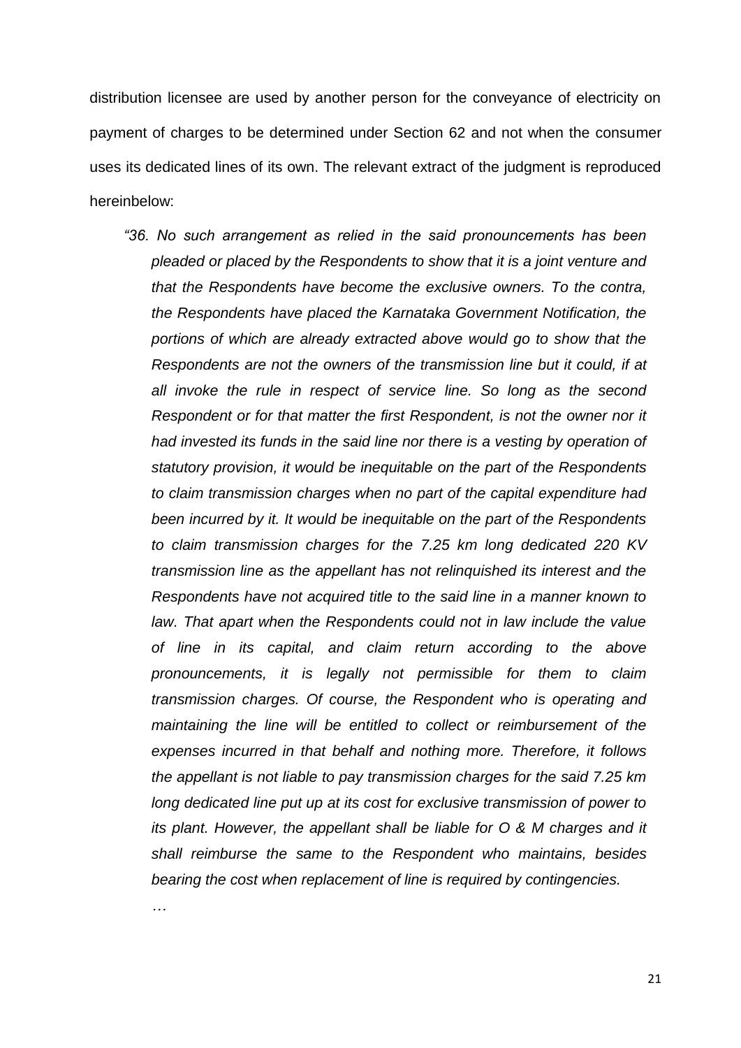distribution licensee are used by another person for the conveyance of electricity on payment of charges to be determined under Section 62 and not when the consumer uses its dedicated lines of its own. The relevant extract of the judgment is reproduced hereinbelow:

> *"36. No such arrangement as relied in the said pronouncements has been pleaded or placed by the Respondents to show that it is a joint venture and that the Respondents have become the exclusive owners. To the contra, the Respondents have placed the Karnataka Government Notification, the portions of which are already extracted above would go to show that the Respondents are not the owners of the transmission line but it could, if at all invoke the rule in respect of service line. So long as the second Respondent or for that matter the first Respondent, is not the owner nor it had invested its funds in the said line nor there is a vesting by operation of statutory provision, it would be inequitable on the part of the Respondents to claim transmission charges when no part of the capital expenditure had been incurred by it. It would be inequitable on the part of the Respondents to claim transmission charges for the 7.25 km long dedicated 220 KV transmission line as the appellant has not relinquished its interest and the Respondents have not acquired title to the said line in a manner known to law. That apart when the Respondents could not in law include the value of line in its capital, and claim return according to the above pronouncements, it is legally not permissible for them to claim transmission charges. Of course, the Respondent who is operating and maintaining the line will be entitled to collect or reimbursement of the expenses incurred in that behalf and nothing more. Therefore, it follows the appellant is not liable to pay transmission charges for the said 7.25 km long dedicated line put up at its cost for exclusive transmission of power to its plant. However, the appellant shall be liable for O & M charges and it shall reimburse the same to the Respondent who maintains, besides bearing the cost when replacement of line is required by contingencies.*
>
> *…*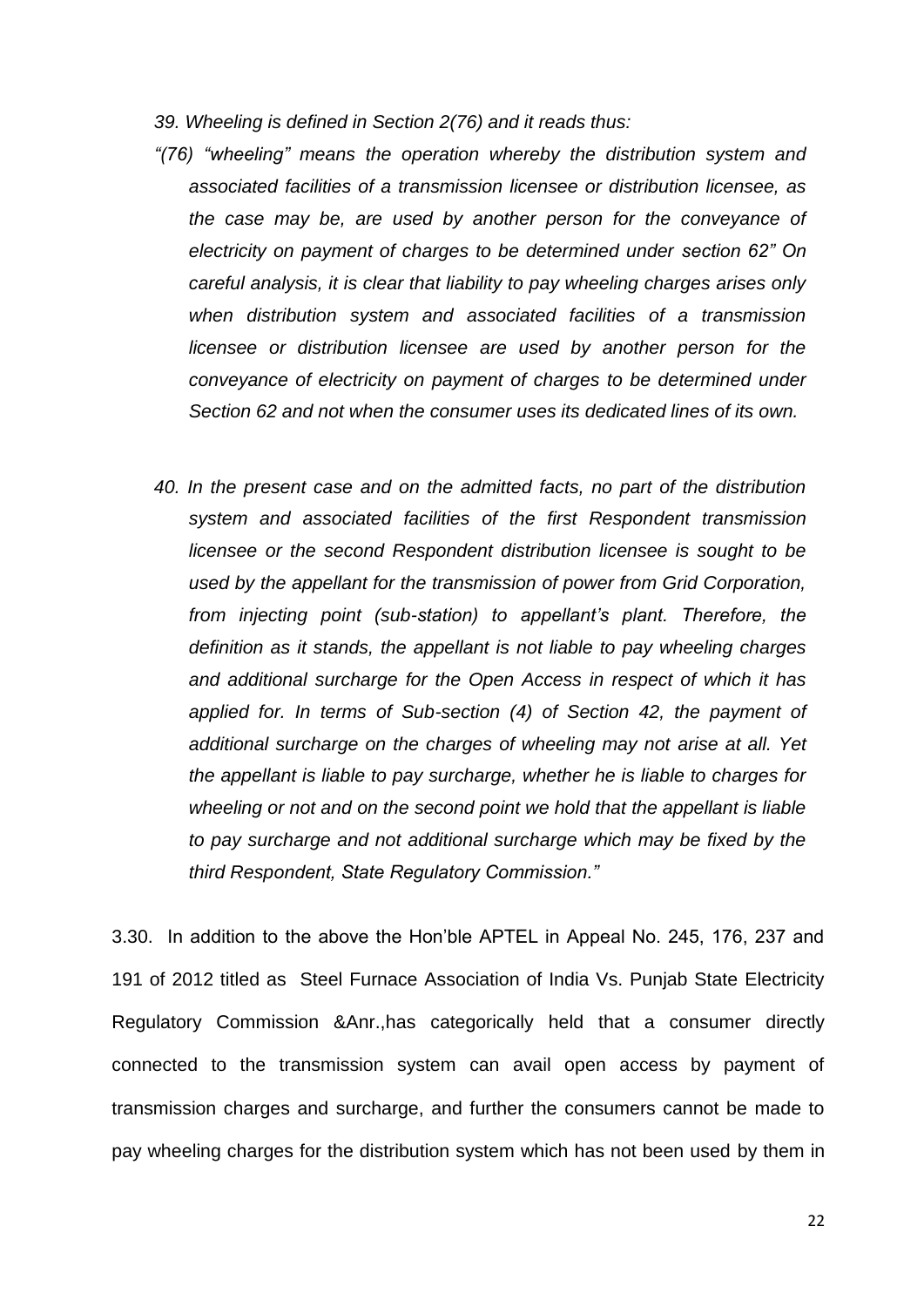*39. Wheeling is defined in Section 2(76) and it reads thus:*

*"(76) "wheeling" means the operation whereby the distribution system and associated facilities of a transmission licensee or distribution licensee, as the case may be, are used by another person for the conveyance of electricity on payment of charges to be determined under section 62" On careful analysis, it is clear that liability to pay wheeling charges arises only when distribution system and associated facilities of a transmission licensee or distribution licensee are used by another person for the conveyance of electricity on payment of charges to be determined under Section 62 and not when the consumer uses its dedicated lines of its own.*

*40. In the present case and on the admitted facts, no part of the distribution system and associated facilities of the first Respondent transmission licensee or the second Respondent distribution licensee is sought to be used by the appellant for the transmission of power from Grid Corporation, from injecting point (sub-station) to appellant's plant. Therefore, the definition as it stands, the appellant is not liable to pay wheeling charges and additional surcharge for the Open Access in respect of which it has applied for. In terms of Sub-section (4) of Section 42, the payment of additional surcharge on the charges of wheeling may not arise at all. Yet the appellant is liable to pay surcharge, whether he is liable to charges for wheeling or not and on the second point we hold that the appellant is liable to pay surcharge and not additional surcharge which may be fixed by the third Respondent, State Regulatory Commission."*

3.30. In addition to the above the Hon'ble APTEL in Appeal No. 245, 176, 237 and 191 of 2012 titled as Steel Furnace Association of India Vs. Punjab State Electricity Regulatory Commission &Anr.,has categorically held that a consumer directly connected to the transmission system can avail open access by payment of transmission charges and surcharge, and further the consumers cannot be made to pay wheeling charges for the distribution system which has not been used by them in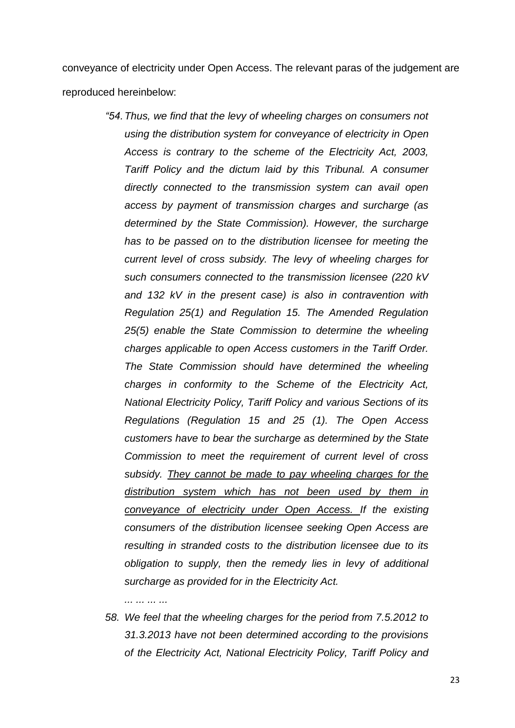conveyance of electricity under Open Access. The relevant paras of the judgement are reproduced hereinbelow:

> *"54. Thus, we find that the levy of wheeling charges on consumers not using the distribution system for conveyance of electricity in Open Access is contrary to the scheme of the Electricity Act, 2003, Tariff Policy and the dictum laid by this Tribunal. A consumer directly connected to the transmission system can avail open access by payment of transmission charges and surcharge (as determined by the State Commission). However, the surcharge has to be passed on to the distribution licensee for meeting the current level of cross subsidy. The levy of wheeling charges for such consumers connected to the transmission licensee (220 kV and 132 kV in the present case) is also in contravention with Regulation 25(1) and Regulation 15. The Amended Regulation 25(5) enable the State Commission to determine the wheeling charges applicable to open Access customers in the Tariff Order. The State Commission should have determined the wheeling charges in conformity to the Scheme of the Electricity Act, National Electricity Policy, Tariff Policy and various Sections of its Regulations (Regulation 15 and 25 (1). The Open Access customers have to bear the surcharge as determined by the State Commission to meet the requirement of current level of cross subsidy. <u>They cannot be made to pay wheeling charges for the distribution system which has not been used by them in conveyance of electricity under Open Access.</u> If the existing consumers of the distribution licensee seeking Open Access are resulting in stranded costs to the distribution licensee due to its obligation to supply, then the remedy lies in levy of additional surcharge as provided for in the Electricity Act.*
>
> *... ... ... ...*
>
> *58. We feel that the wheeling charges for the period from 7.5.2012 to 31.3.2013 have not been determined according to the provisions of the Electricity Act, National Electricity Policy, Tariff Policy and*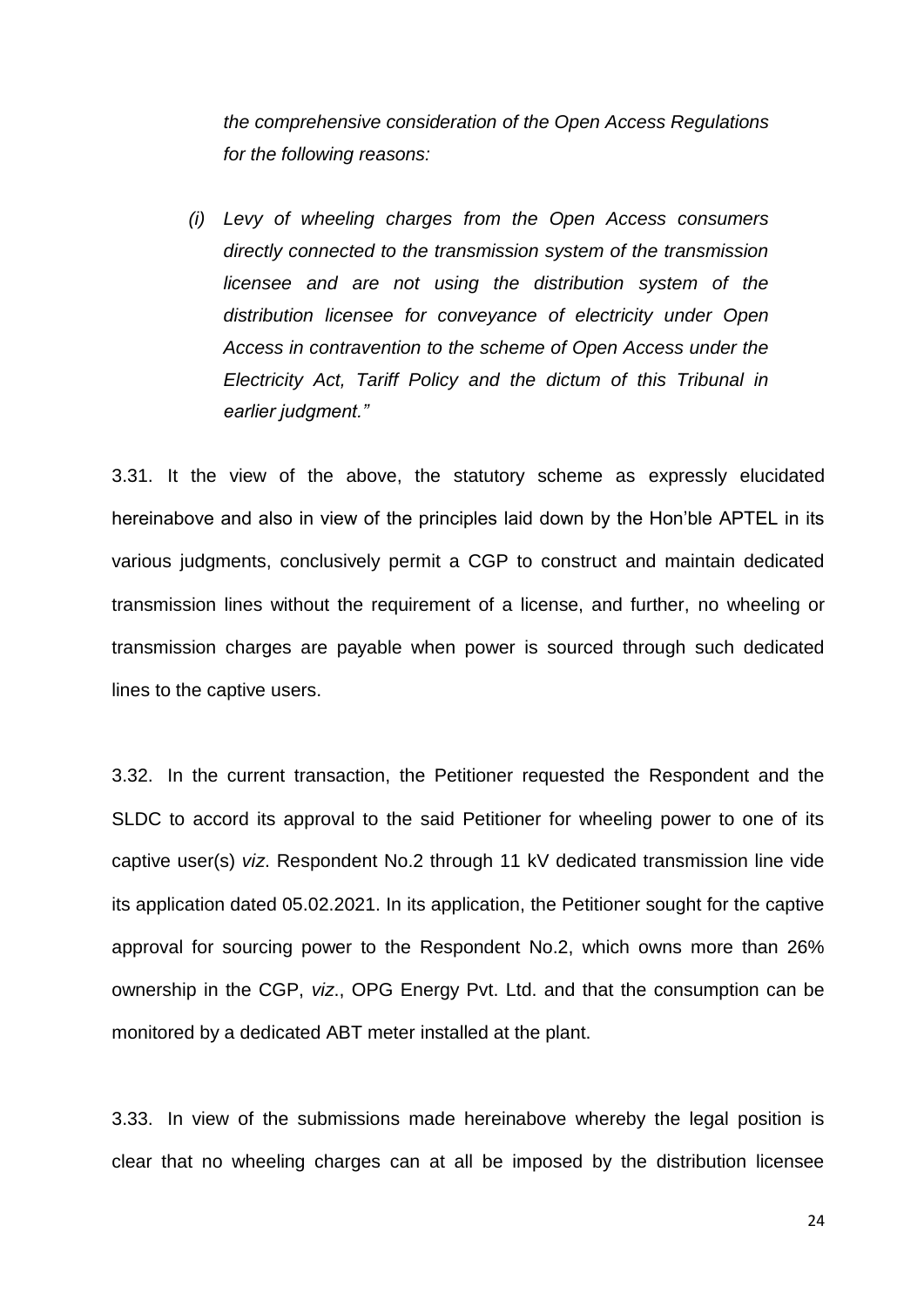*the comprehensive consideration of the Open Access Regulations for the following reasons:*

> *(i) Levy of wheeling charges from the Open Access consumers directly connected to the transmission system of the transmission licensee and are not using the distribution system of the distribution licensee for conveyance of electricity under Open Access in contravention to the scheme of Open Access under the Electricity Act, Tariff Policy and the dictum of this Tribunal in earlier judgment."*

3.31. It the view of the above, the statutory scheme as expressly elucidated hereinabove and also in view of the principles laid down by the Hon'ble APTEL in its various judgments, conclusively permit a CGP to construct and maintain dedicated transmission lines without the requirement of a license, and further, no wheeling or transmission charges are payable when power is sourced through such dedicated lines to the captive users.

3.32. In the current transaction, the Petitioner requested the Respondent and the SLDC to accord its approval to the said Petitioner for wheeling power to one of its captive user(s) *viz*. Respondent No.2 through 11 kV dedicated transmission line vide its application dated 05.02.2021. In its application, the Petitioner sought for the captive approval for sourcing power to the Respondent No.2, which owns more than 26% ownership in the CGP, *viz*., OPG Energy Pvt. Ltd. and that the consumption can be monitored by a dedicated ABT meter installed at the plant.

3.33. In view of the submissions made hereinabove whereby the legal position is clear that no wheeling charges can at all be imposed by the distribution licensee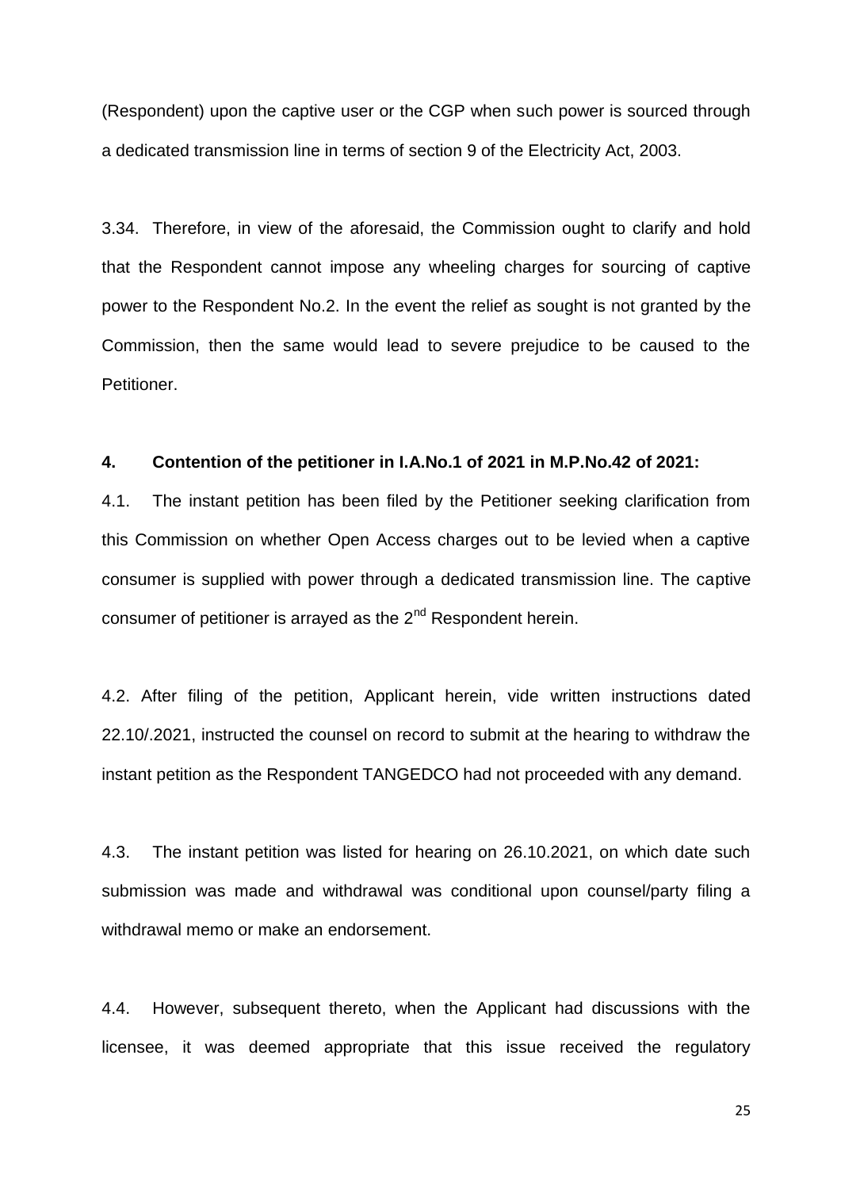(Respondent) upon the captive user or the CGP when such power is sourced through a dedicated transmission line in terms of section 9 of the Electricity Act, 2003.

3.34. Therefore, in view of the aforesaid, the Commission ought to clarify and hold that the Respondent cannot impose any wheeling charges for sourcing of captive power to the Respondent No.2. In the event the relief as sought is not granted by the Commission, then the same would lead to severe prejudice to be caused to the Petitioner.

**4. Contention of the petitioner in I.A.No.1 of 2021 in M.P.No.42 of 2021:**

4.1. The instant petition has been filed by the Petitioner seeking clarification from this Commission on whether Open Access charges out to be levied when a captive consumer is supplied with power through a dedicated transmission line. The captive consumer of petitioner is arrayed as the 2nd Respondent herein.

4.2. After filing of the petition, Applicant herein, vide written instructions dated 22.10/.2021, instructed the counsel on record to submit at the hearing to withdraw the instant petition as the Respondent TANGEDCO had not proceeded with any demand.

4.3. The instant petition was listed for hearing on 26.10.2021, on which date such submission was made and withdrawal was conditional upon counsel/party filing a withdrawal memo or make an endorsement.

4.4. However, subsequent thereto, when the Applicant had discussions with the licensee, it was deemed appropriate that this issue received the regulatory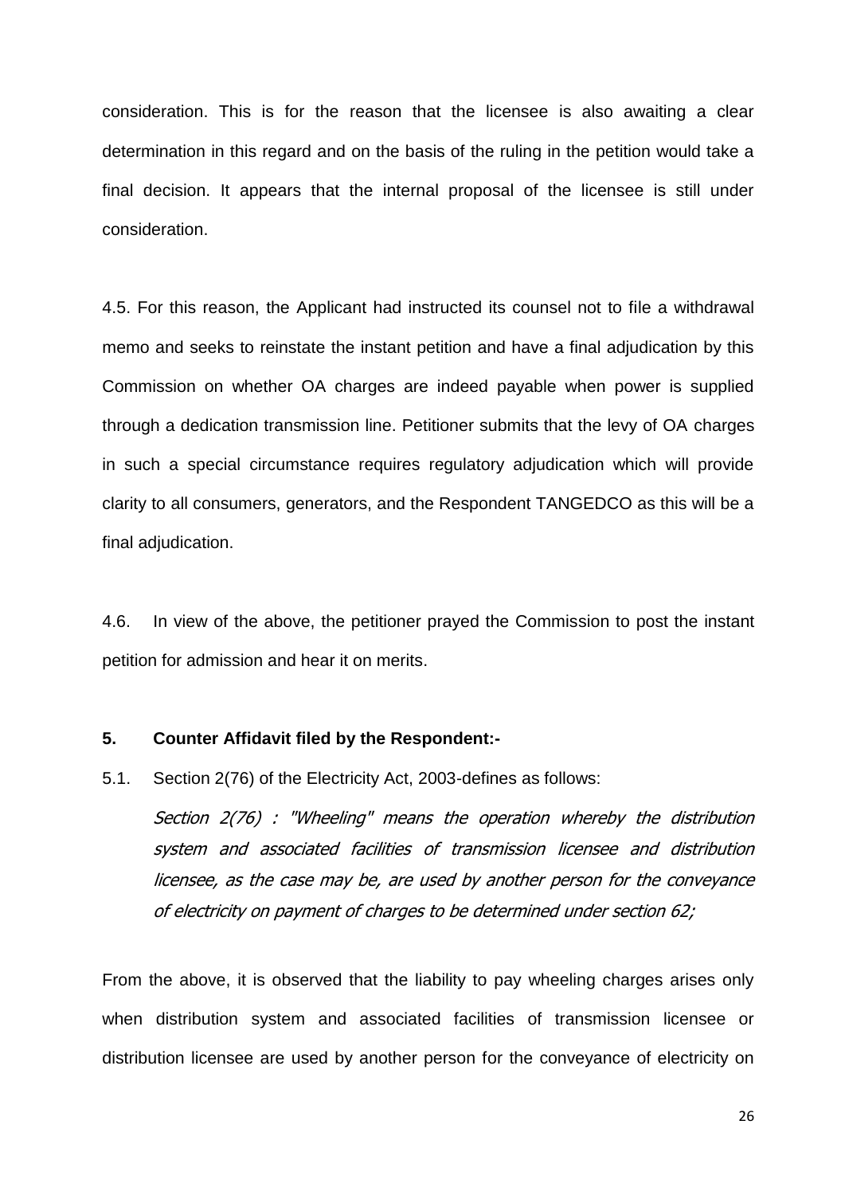consideration. This is for the reason that the licensee is also awaiting a clear determination in this regard and on the basis of the ruling in the petition would take a final decision. It appears that the internal proposal of the licensee is still under consideration.

4.5. For this reason, the Applicant had instructed its counsel not to file a withdrawal memo and seeks to reinstate the instant petition and have a final adjudication by this Commission on whether OA charges are indeed payable when power is supplied through a dedication transmission line. Petitioner submits that the levy of OA charges in such a special circumstance requires regulatory adjudication which will provide clarity to all consumers, generators, and the Respondent TANGEDCO as this will be a final adjudication.

4.6. In view of the above, the petitioner prayed the Commission to post the instant petition for admission and hear it on merits.

**5. Counter Affidavit filed by the Respondent:-**

5.1. Section 2(76) of the Electricity Act, 2003-defines as follows:

> *Section 2(76) : "Wheeling" means the operation whereby the distribution system and associated facilities of transmission licensee and distribution licensee, as the case may be, are used by another person for the conveyance of electricity on payment of charges to be determined under section 62;*

From the above, it is observed that the liability to pay wheeling charges arises only when distribution system and associated facilities of transmission licensee or distribution licensee are used by another person for the conveyance of electricity on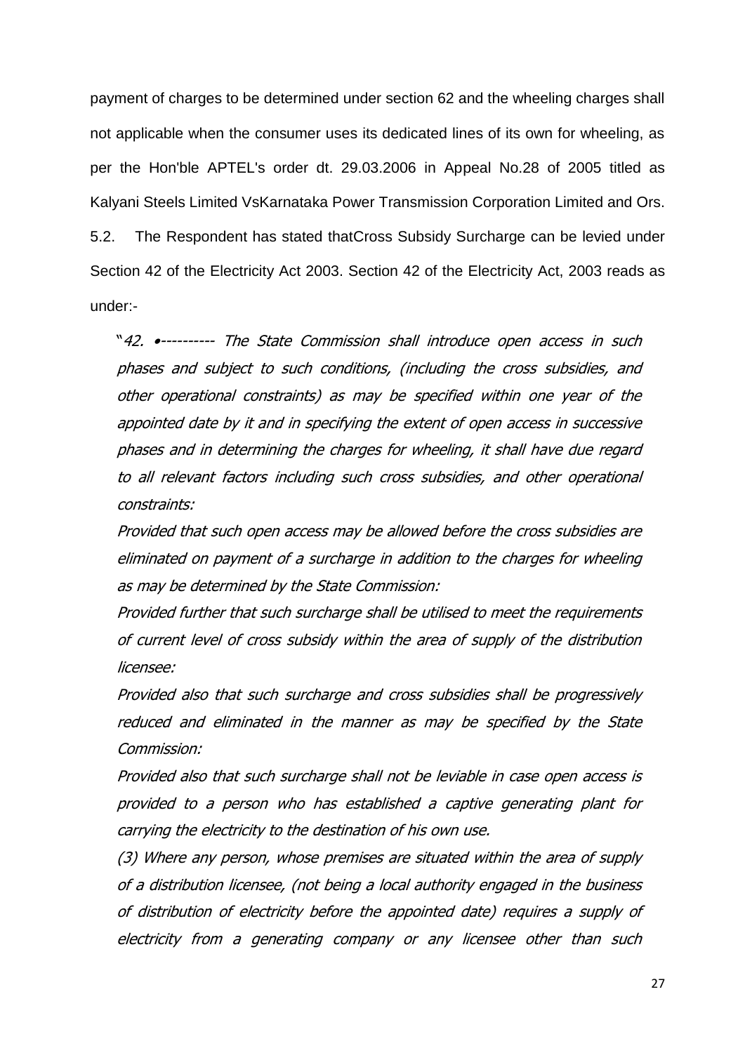payment of charges to be determined under section 62 and the wheeling charges shall not applicable when the consumer uses its dedicated lines of its own for wheeling, as per the Hon'ble APTEL's order dt. 29.03.2006 in Appeal No.28 of 2005 titled as Kalyani Steels Limited VsKarnataka Power Transmission Corporation Limited and Ors.

5.2. The Respondent has stated thatCross Subsidy Surcharge can be levied under Section 42 of the Electricity Act 2003. Section 42 of the Electricity Act, 2003 reads as under:-

> "*42. •---------- The State Commission shall introduce open access in such phases and subject to such conditions, (including the cross subsidies, and other operational constraints) as may be specified within one year of the appointed date by it and in specifying the extent of open access in successive phases and in determining the charges for wheeling, it shall have due regard to all relevant factors including such cross subsidies, and other operational constraints:*
>
> *Provided that such open access may be allowed before the cross subsidies are eliminated on payment of a surcharge in addition to the charges for wheeling as may be determined by the State Commission:*
>
> *Provided further that such surcharge shall be utilised to meet the requirements of current level of cross subsidy within the area of supply of the distribution licensee:*
>
> *Provided also that such surcharge and cross subsidies shall be progressively reduced and eliminated in the manner as may be specified by the State Commission:*
>
> *Provided also that such surcharge shall not be leviable in case open access is provided to a person who has established a captive generating plant for carrying the electricity to the destination of his own use.*
>
> *(3) Where any person, whose premises are situated within the area of supply of a distribution licensee, (not being a local authority engaged in the business of distribution of electricity before the appointed date) requires a supply of electricity from a generating company or any licensee other than such*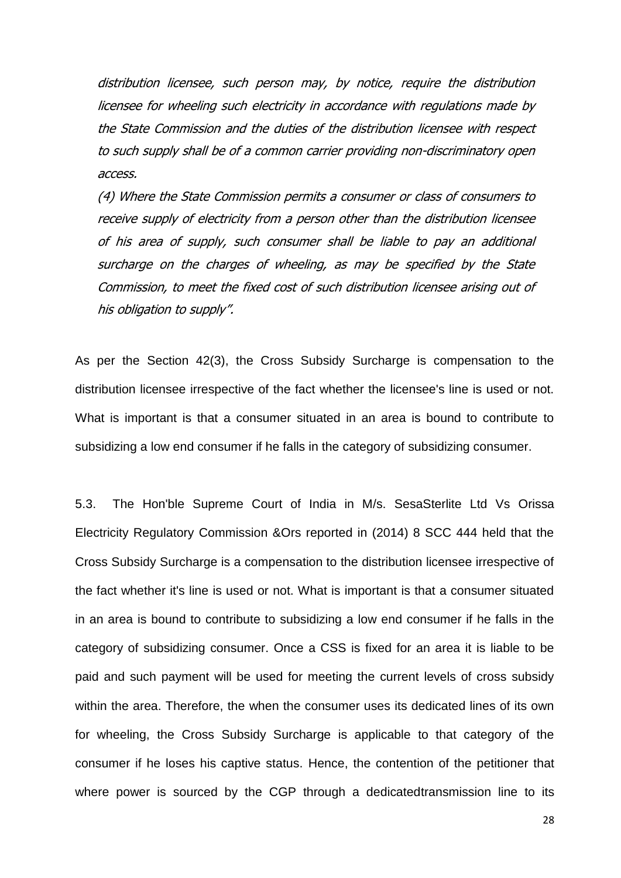*distribution licensee, such person may, by notice, require the distribution licensee for wheeling such electricity in accordance with regulations made by the State Commission and the duties of the distribution licensee with respect to such supply shall be of a common carrier providing non-discriminatory open access.*

*(4) Where the State Commission permits a consumer or class of consumers to receive supply of electricity from a person other than the distribution licensee of his area of supply, such consumer shall be liable to pay an additional surcharge on the charges of wheeling, as may be specified by the State Commission, to meet the fixed cost of such distribution licensee arising out of his obligation to supply".*

As per the Section 42(3), the Cross Subsidy Surcharge is compensation to the distribution licensee irrespective of the fact whether the licensee's line is used or not. What is important is that a consumer situated in an area is bound to contribute to subsidizing a low end consumer if he falls in the category of subsidizing consumer.

5.3. The Hon'ble Supreme Court of India in M/s. SesaSterlite Ltd Vs Orissa Electricity Regulatory Commission &Ors reported in (2014) 8 SCC 444 held that the Cross Subsidy Surcharge is a compensation to the distribution licensee irrespective of the fact whether it's line is used or not. What is important is that a consumer situated in an area is bound to contribute to subsidizing a low end consumer if he falls in the category of subsidizing consumer. Once a CSS is fixed for an area it is liable to be paid and such payment will be used for meeting the current levels of cross subsidy within the area. Therefore, the when the consumer uses its dedicated lines of its own for wheeling, the Cross Subsidy Surcharge is applicable to that category of the consumer if he loses his captive status. Hence, the contention of the petitioner that where power is sourced by the CGP through a dedicatedtransmission line to its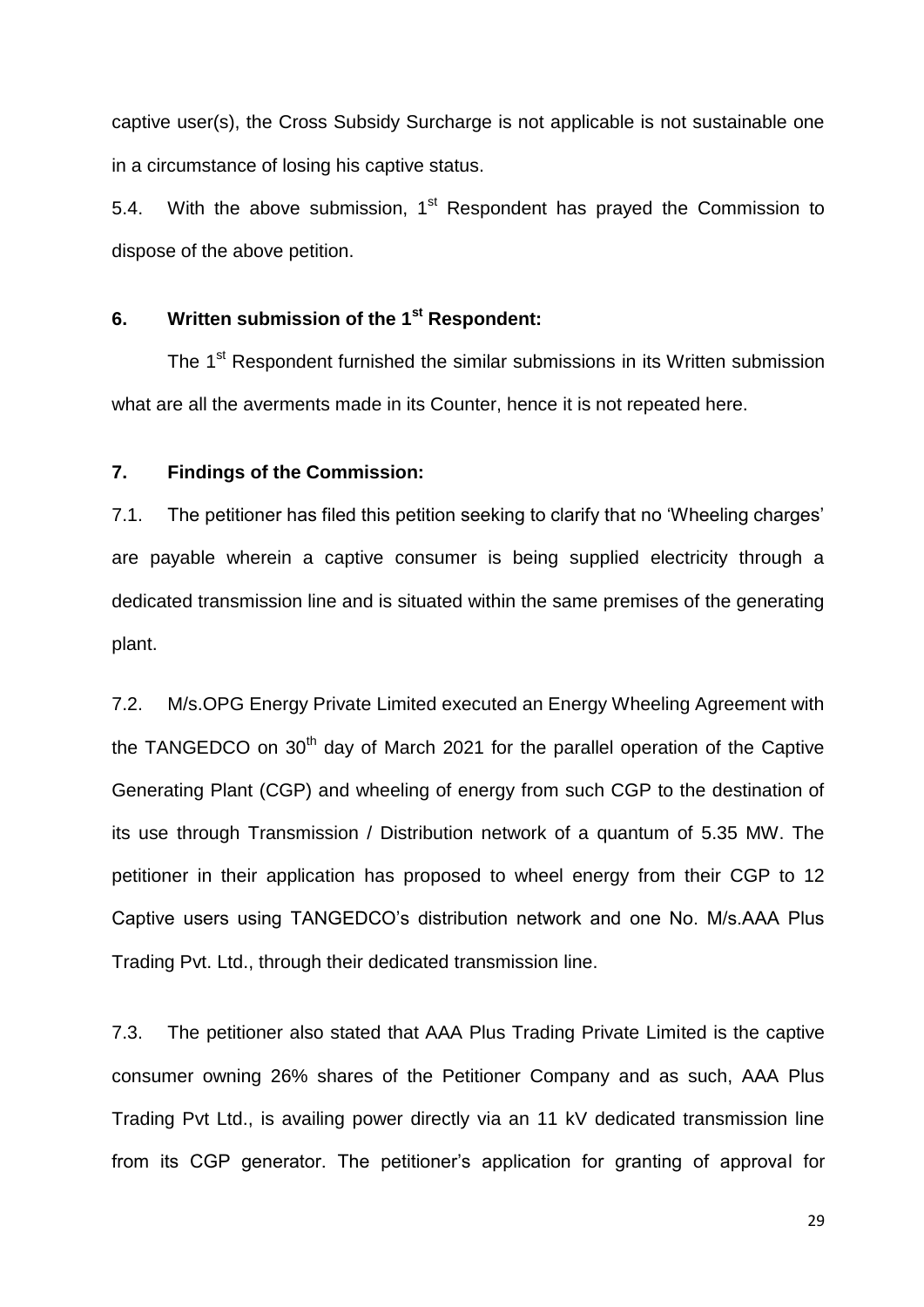captive user(s), the Cross Subsidy Surcharge is not applicable is not sustainable one in a circumstance of losing his captive status.

5.4. With the above submission, 1st Respondent has prayed the Commission to dispose of the above petition.

## 6. Written submission of the 1st Respondent:

The 1st Respondent furnished the similar submissions in its Written submission what are all the averments made in its Counter, hence it is not repeated here.

## 7. Findings of the Commission:

7.1. The petitioner has filed this petition seeking to clarify that no 'Wheeling charges' are payable wherein a captive consumer is being supplied electricity through a dedicated transmission line and is situated within the same premises of the generating plant.

7.2. M/s.OPG Energy Private Limited executed an Energy Wheeling Agreement with the TANGEDCO on 30th day of March 2021 for the parallel operation of the Captive Generating Plant (CGP) and wheeling of energy from such CGP to the destination of its use through Transmission / Distribution network of a quantum of 5.35 MW. The petitioner in their application has proposed to wheel energy from their CGP to 12 Captive users using TANGEDCO's distribution network and one No. M/s.AAA Plus Trading Pvt. Ltd., through their dedicated transmission line.

7.3. The petitioner also stated that AAA Plus Trading Private Limited is the captive consumer owning 26% shares of the Petitioner Company and as such, AAA Plus Trading Pvt Ltd., is availing power directly via an 11 kV dedicated transmission line from its CGP generator. The petitioner's application for granting of approval for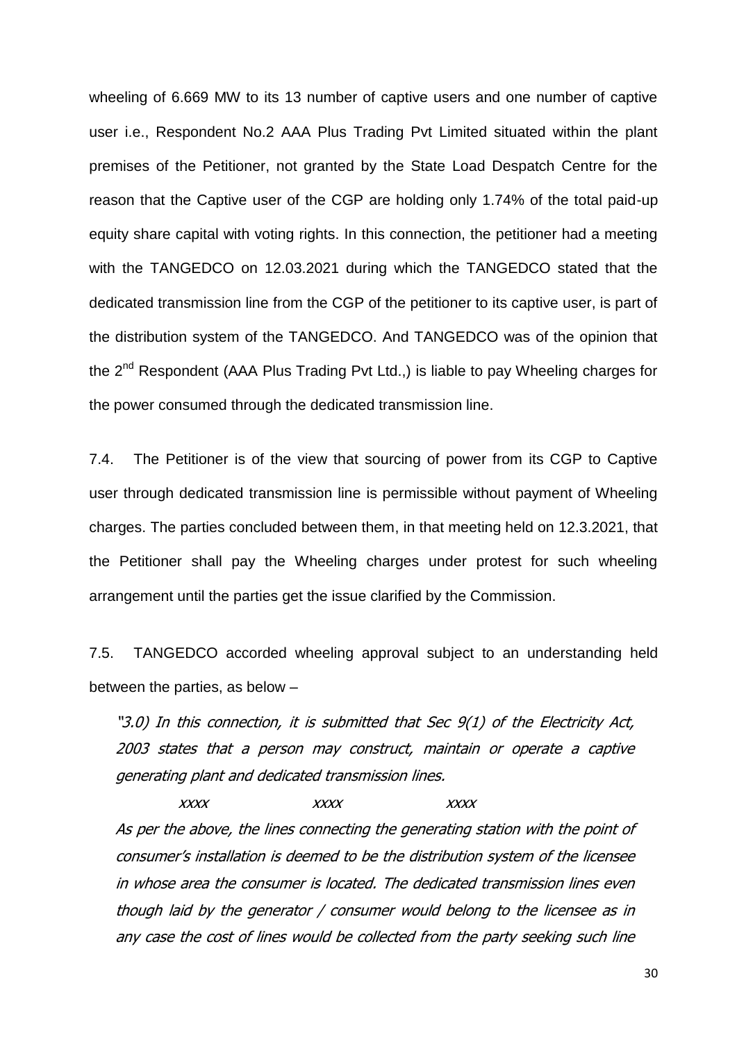wheeling of 6.669 MW to its 13 number of captive users and one number of captive user i.e., Respondent No.2 AAA Plus Trading Pvt Limited situated within the plant premises of the Petitioner, not granted by the State Load Despatch Centre for the reason that the Captive user of the CGP are holding only 1.74% of the total paid-up equity share capital with voting rights. In this connection, the petitioner had a meeting with the TANGEDCO on 12.03.2021 during which the TANGEDCO stated that the dedicated transmission line from the CGP of the petitioner to its captive user, is part of the distribution system of the TANGEDCO. And TANGEDCO was of the opinion that the 2nd Respondent (AAA Plus Trading Pvt Ltd.,) is liable to pay Wheeling charges for the power consumed through the dedicated transmission line.

7.4. The Petitioner is of the view that sourcing of power from its CGP to Captive user through dedicated transmission line is permissible without payment of Wheeling charges. The parties concluded between them, in that meeting held on 12.3.2021, that the Petitioner shall pay the Wheeling charges under protest for such wheeling arrangement until the parties get the issue clarified by the Commission.

7.5. TANGEDCO accorded wheeling approval subject to an understanding held between the parties, as below –

> *"3.0) In this connection, it is submitted that Sec 9(1) of the Electricity Act, 2003 states that a person may construct, maintain or operate a captive generating plant and dedicated transmission lines.*
>
> *xxxx xxxx xxxx*
>
> *As per the above, the lines connecting the generating station with the point of consumer's installation is deemed to be the distribution system of the licensee in whose area the consumer is located. The dedicated transmission lines even though laid by the generator / consumer would belong to the licensee as in any case the cost of lines would be collected from the party seeking such line*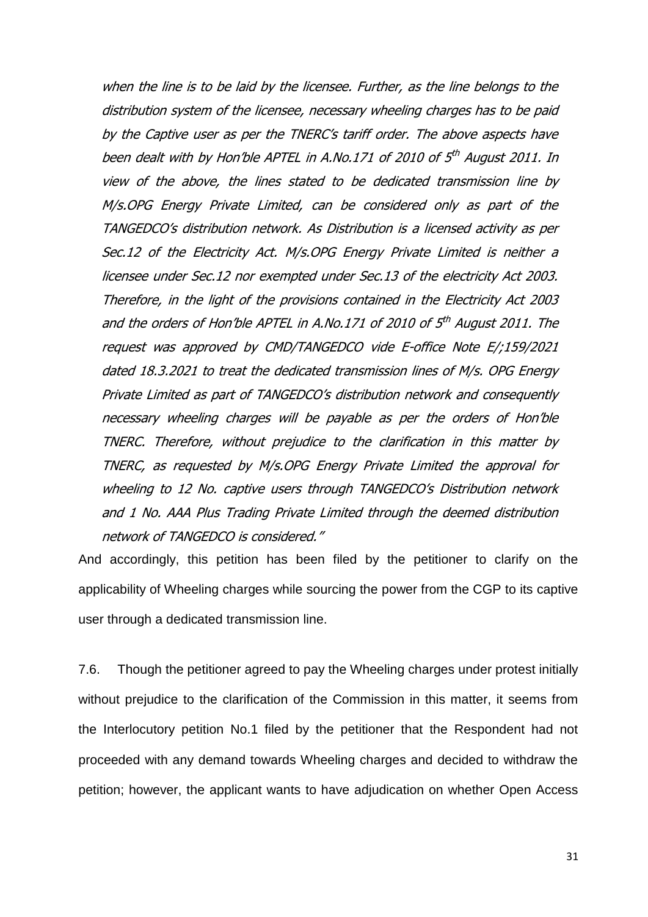*when the line is to be laid by the licensee. Further, as the line belongs to the distribution system of the licensee, necessary wheeling charges has to be paid by the Captive user as per the TNERC's tariff order. The above aspects have been dealt with by Hon'ble APTEL in A.No.171 of 2010 of 5th August 2011. In view of the above, the lines stated to be dedicated transmission line by M/s.OPG Energy Private Limited, can be considered only as part of the TANGEDCO's distribution network. As Distribution is a licensed activity as per Sec.12 of the Electricity Act. M/s.OPG Energy Private Limited is neither a licensee under Sec.12 nor exempted under Sec.13 of the electricity Act 2003. Therefore, in the light of the provisions contained in the Electricity Act 2003 and the orders of Hon'ble APTEL in A.No.171 of 2010 of 5th August 2011. The request was approved by CMD/TANGEDCO vide E-office Note E/;159/2021 dated 18.3.2021 to treat the dedicated transmission lines of M/s. OPG Energy Private Limited as part of TANGEDCO's distribution network and consequently necessary wheeling charges will be payable as per the orders of Hon'ble TNERC. Therefore, without prejudice to the clarification in this matter by TNERC, as requested by M/s.OPG Energy Private Limited the approval for wheeling to 12 No. captive users through TANGEDCO's Distribution network and 1 No. AAA Plus Trading Private Limited through the deemed distribution network of TANGEDCO is considered."*

And accordingly, this petition has been filed by the petitioner to clarify on the applicability of Wheeling charges while sourcing the power from the CGP to its captive user through a dedicated transmission line.

7.6. Though the petitioner agreed to pay the Wheeling charges under protest initially without prejudice to the clarification of the Commission in this matter, it seems from the Interlocutory petition No.1 filed by the petitioner that the Respondent had not proceeded with any demand towards Wheeling charges and decided to withdraw the petition; however, the applicant wants to have adjudication on whether Open Access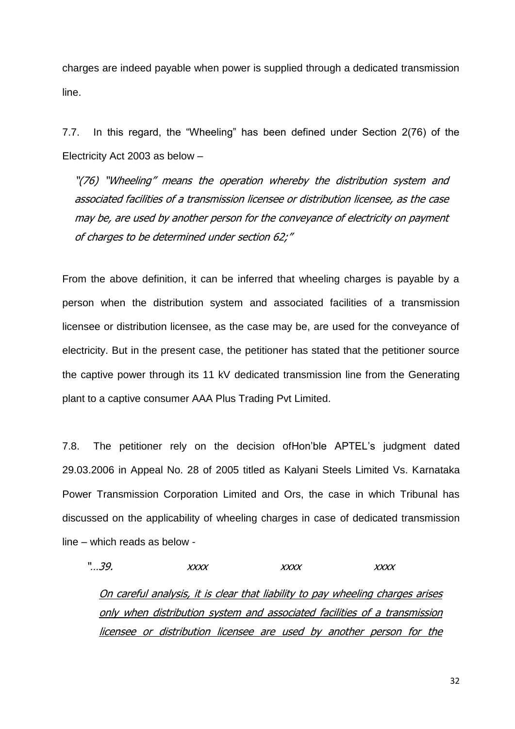charges are indeed payable when power is supplied through a dedicated transmission line.

7.7. In this regard, the "Wheeling" has been defined under Section 2(76) of the Electricity Act 2003 as below –

> *"(76) "Wheeling" means the operation whereby the distribution system and associated facilities of a transmission licensee or distribution licensee, as the case may be, are used by another person for the conveyance of electricity on payment of charges to be determined under section 62;"*

From the above definition, it can be inferred that wheeling charges is payable by a person when the distribution system and associated facilities of a transmission licensee or distribution licensee, as the case may be, are used for the conveyance of electricity. But in the present case, the petitioner has stated that the petitioner source the captive power through its 11 kV dedicated transmission line from the Generating plant to a captive consumer AAA Plus Trading Pvt Limited.

7.8. The petitioner rely on the decision ofHon'ble APTEL's judgment dated 29.03.2006 in Appeal No. 28 of 2005 titled as Kalyani Steels Limited Vs. Karnataka Power Transmission Corporation Limited and Ors, the case in which Tribunal has discussed on the applicability of wheeling charges in case of dedicated transmission line – which reads as below -

> *"...39. xxxx xxxx xxxx*
>
> *<u>On careful analysis, it is clear that liability to pay wheeling charges arises only when distribution system and associated facilities of a transmission licensee or distribution licensee are used by another person for the</u>*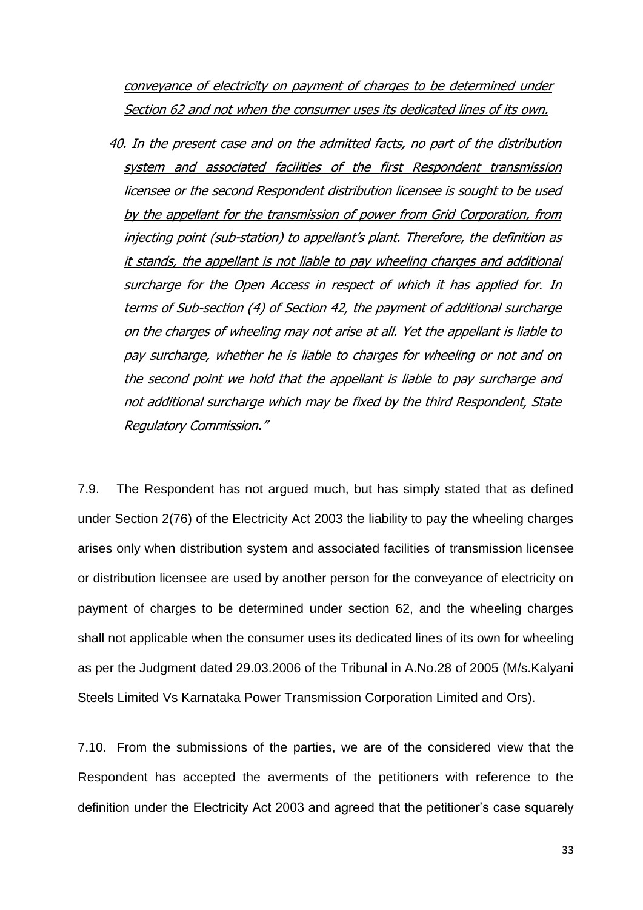*<u>conveyance of electricity on payment of charges to be determined under Section 62 and not when the consumer uses its dedicated lines of its own.</u>*

*<u>40. In the present case and on the admitted facts, no part of the distribution system and associated facilities of the first Respondent transmission licensee or the second Respondent distribution licensee is sought to be used by the appellant for the transmission of power from Grid Corporation, from injecting point (sub-station) to appellant's plant. Therefore, the definition as it stands, the appellant is not liable to pay wheeling charges and additional surcharge for the Open Access in respect of which it has applied for.</u> In terms of Sub-section (4) of Section 42, the payment of additional surcharge on the charges of wheeling may not arise at all. Yet the appellant is liable to pay surcharge, whether he is liable to charges for wheeling or not and on the second point we hold that the appellant is liable to pay surcharge and not additional surcharge which may be fixed by the third Respondent, State Regulatory Commission."*

7.9. The Respondent has not argued much, but has simply stated that as defined under Section 2(76) of the Electricity Act 2003 the liability to pay the wheeling charges arises only when distribution system and associated facilities of transmission licensee or distribution licensee are used by another person for the conveyance of electricity on payment of charges to be determined under section 62, and the wheeling charges shall not applicable when the consumer uses its dedicated lines of its own for wheeling as per the Judgment dated 29.03.2006 of the Tribunal in A.No.28 of 2005 (M/s.Kalyani Steels Limited Vs Karnataka Power Transmission Corporation Limited and Ors).

7.10. From the submissions of the parties, we are of the considered view that the Respondent has accepted the averments of the petitioners with reference to the definition under the Electricity Act 2003 and agreed that the petitioner's case squarely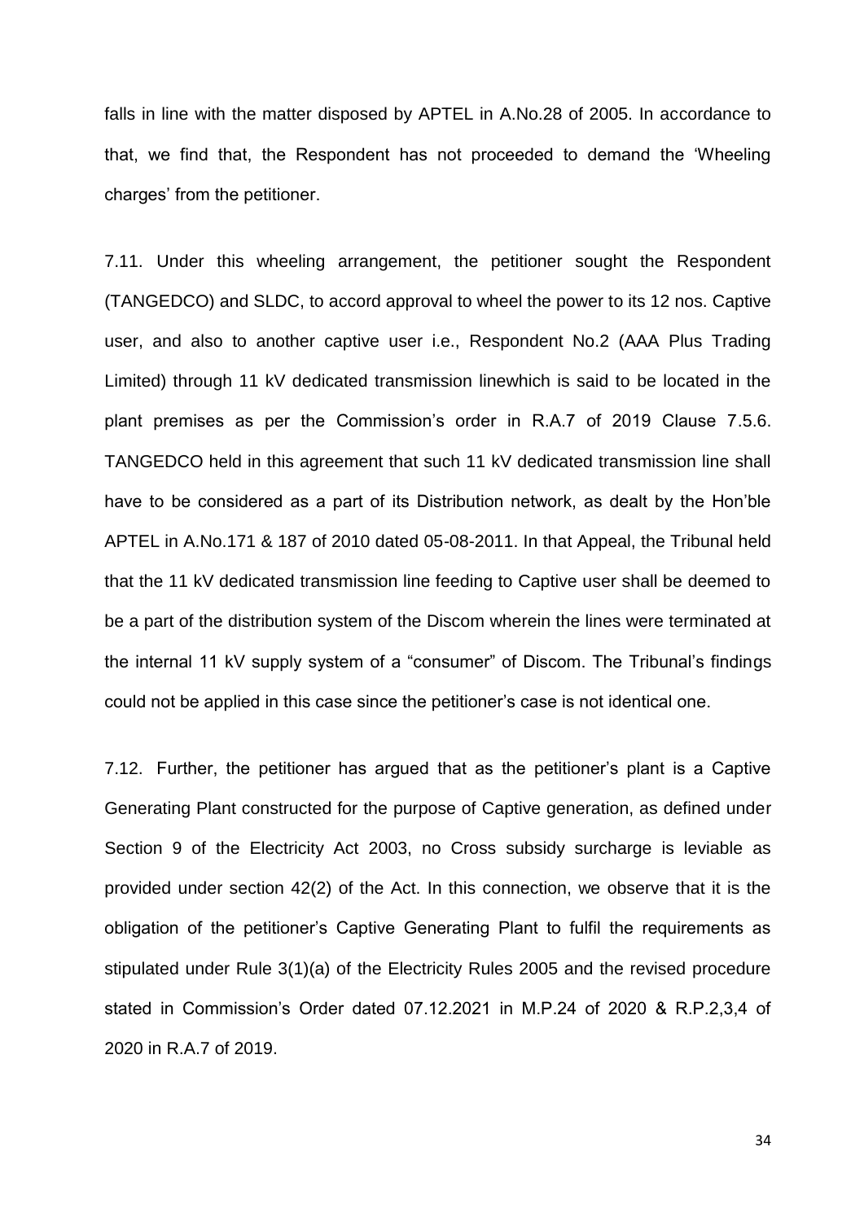falls in line with the matter disposed by APTEL in A.No.28 of 2005. In accordance to that, we find that, the Respondent has not proceeded to demand the 'Wheeling charges' from the petitioner.

7.11. Under this wheeling arrangement, the petitioner sought the Respondent (TANGEDCO) and SLDC, to accord approval to wheel the power to its 12 nos. Captive user, and also to another captive user i.e., Respondent No.2 (AAA Plus Trading Limited) through 11 kV dedicated transmission linewhich is said to be located in the plant premises as per the Commission's order in R.A.7 of 2019 Clause 7.5.6. TANGEDCO held in this agreement that such 11 kV dedicated transmission line shall have to be considered as a part of its Distribution network, as dealt by the Hon'ble APTEL in A.No.171 & 187 of 2010 dated 05-08-2011. In that Appeal, the Tribunal held that the 11 kV dedicated transmission line feeding to Captive user shall be deemed to be a part of the distribution system of the Discom wherein the lines were terminated at the internal 11 kV supply system of a "consumer" of Discom. The Tribunal's findings could not be applied in this case since the petitioner's case is not identical one.

7.12. Further, the petitioner has argued that as the petitioner's plant is a Captive Generating Plant constructed for the purpose of Captive generation, as defined under Section 9 of the Electricity Act 2003, no Cross subsidy surcharge is leviable as provided under section 42(2) of the Act. In this connection, we observe that it is the obligation of the petitioner's Captive Generating Plant to fulfil the requirements as stipulated under Rule 3(1)(a) of the Electricity Rules 2005 and the revised procedure stated in Commission's Order dated 07.12.2021 in M.P.24 of 2020 & R.P.2,3,4 of 2020 in R.A.7 of 2019.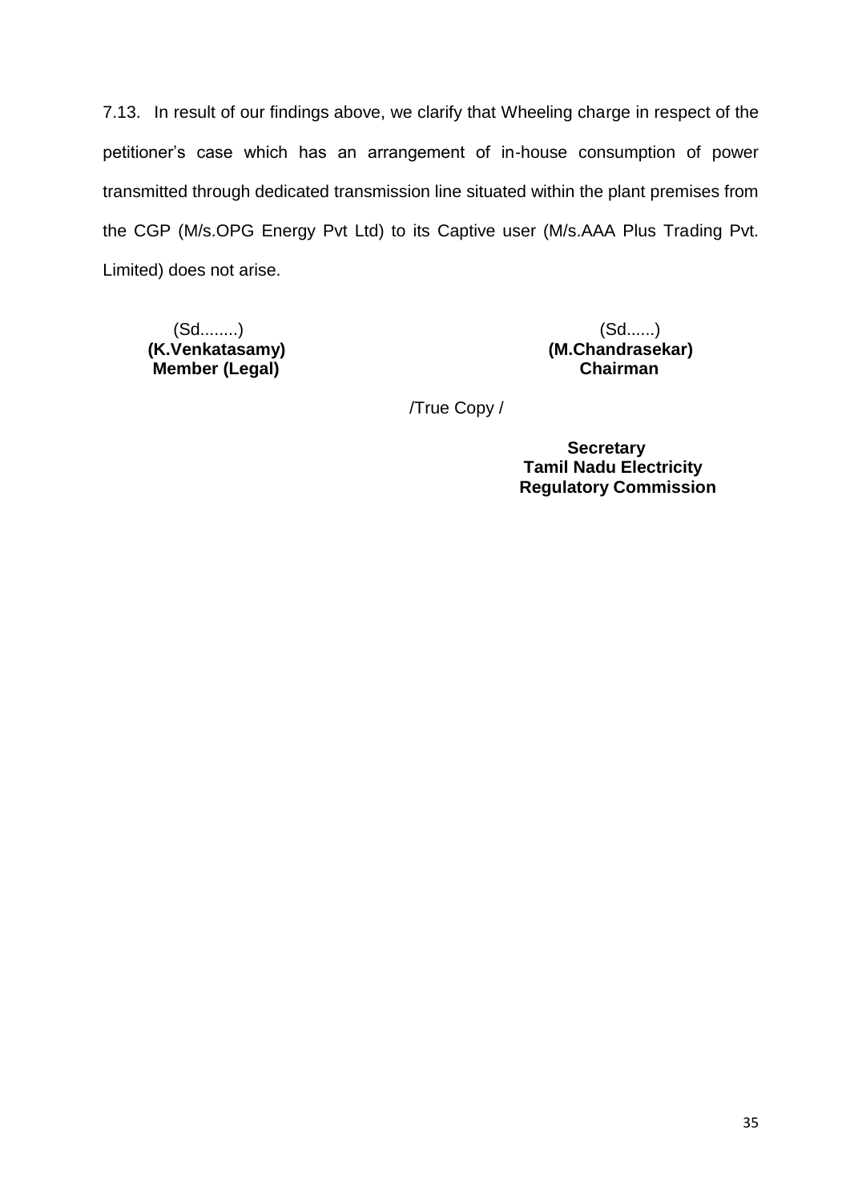7.13. In result of our findings above, we clarify that Wheeling charge in respect of the petitioner's case which has an arrangement of in-house consumption of power transmitted through dedicated transmission line situated within the plant premises from the CGP (M/s.OPG Energy Pvt Ltd) to its Captive user (M/s.AAA Plus Trading Pvt. Limited) does not arise.

| | |
|---|---|
| (Sd........) | (Sd......) |
| **(K.Venkatasamy)** | **(M.Chandrasekar)** |
| **Member (Legal)** | **Chairman** |

/True Copy /

**Secretary**
**Tamil Nadu Electricity Regulatory Commission**